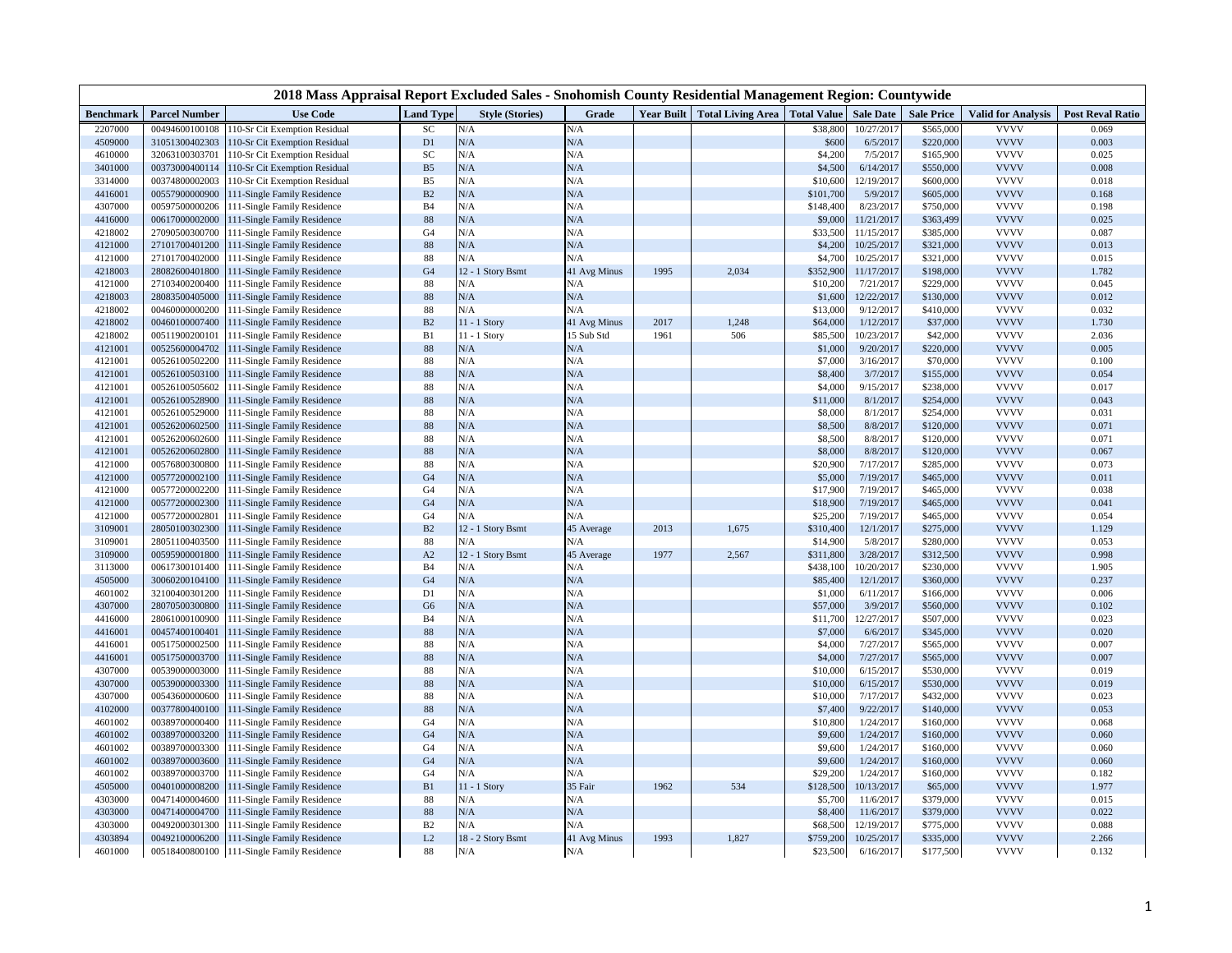# 2018 Mass Appraisal Report Excluded Sales - Snohomish County Residential Management Region: Countywide

| Benchmark | Parcel Number | Use Code | Land Type | Style (Stories) | Grade | Year Built | Total Living Area | Total Value | Sale Date | Sale Price | Valid for Analysis | Post Reval Ratio |
|---|---|---|---|---|---|---|---|---|---|---|---|---|
| 2207000 | 00494600100108 | 110-Sr Cit Exemption Residual | SC | N/A | N/A | | | $38,800 | 10/27/2017 | $565,000 | VVVV | 0.069 |
| 4509000 | 31051300402303 | 110-Sr Cit Exemption Residual | D1 | N/A | N/A | | | $600 | 6/5/2017 | $220,000 | VVVV | 0.003 |
| 4610000 | 32063100303701 | 110-Sr Cit Exemption Residual | SC | N/A | N/A | | | $4,200 | 7/5/2017 | $165,900 | VVVV | 0.025 |
| 3401000 | 00373000400114 | 110-Sr Cit Exemption Residual | B5 | N/A | N/A | | | $4,500 | 6/14/2017 | $550,000 | VVVV | 0.008 |
| 3314000 | 00374800002003 | 110-Sr Cit Exemption Residual | B5 | N/A | N/A | | | $10,600 | 12/19/2017 | $600,000 | VVVV | 0.018 |
| 4416001 | 00557900000900 | 111-Single Family Residence | B2 | N/A | N/A | | | $101,700 | 5/9/2017 | $605,000 | VVVV | 0.168 |
| 4307000 | 00597500000206 | 111-Single Family Residence | B4 | N/A | N/A | | | $148,400 | 8/23/2017 | $750,000 | VVVV | 0.198 |
| 4416000 | 00617000002000 | 111-Single Family Residence | 88 | N/A | N/A | | | $9,000 | 11/21/2017 | $363,499 | VVVV | 0.025 |
| 4218002 | 27090500300700 | 111-Single Family Residence | G4 | N/A | N/A | | | $33,500 | 11/15/2017 | $385,000 | VVVV | 0.087 |
| 4121000 | 27101700401200 | 111-Single Family Residence | 88 | N/A | N/A | | | $4,200 | 10/25/2017 | $321,000 | VVVV | 0.013 |
| 4121000 | 27101700402000 | 111-Single Family Residence | 88 | N/A | N/A | | | $4,700 | 10/25/2017 | $321,000 | VVVV | 0.015 |
| 4218003 | 28082600401800 | 111-Single Family Residence | G4 | 12 - 1 Story Bsmt | 41 Avg Minus | 1995 | 2,034 | $352,900 | 11/17/2017 | $198,000 | VVVV | 1.782 |
| 4121000 | 27103400200400 | 111-Single Family Residence | 88 | N/A | N/A | | | $10,200 | 7/21/2017 | $229,000 | VVVV | 0.045 |
| 4218003 | 28083500405000 | 111-Single Family Residence | 88 | N/A | N/A | | | $1,600 | 12/22/2017 | $130,000 | VVVV | 0.012 |
| 4218002 | 00460000000200 | 111-Single Family Residence | 88 | N/A | N/A | | | $13,000 | 9/12/2017 | $410,000 | VVVV | 0.032 |
| 4218002 | 00460100007400 | 111-Single Family Residence | B2 | 11 - 1 Story | 41 Avg Minus | 2017 | 1,248 | $64,000 | 1/12/2017 | $37,000 | VVVV | 1.730 |
| 4218002 | 00511900200101 | 111-Single Family Residence | B1 | 11 - 1 Story | 15 Sub Std | 1961 | 506 | $85,500 | 10/23/2017 | $42,000 | VVVV | 2.036 |
| 4121001 | 00525600004702 | 111-Single Family Residence | 88 | N/A | N/A | | | $1,000 | 9/20/2017 | $220,000 | VVVV | 0.005 |
| 4121001 | 00526100502200 | 111-Single Family Residence | 88 | N/A | N/A | | | $7,000 | 3/16/2017 | $70,000 | VVVV | 0.100 |
| 4121001 | 00526100503100 | 111-Single Family Residence | 88 | N/A | N/A | | | $8,400 | 3/7/2017 | $155,000 | VVVV | 0.054 |
| 4121001 | 00526100505602 | 111-Single Family Residence | 88 | N/A | N/A | | | $4,000 | 9/15/2017 | $238,000 | VVVV | 0.017 |
| 4121001 | 00526100528900 | 111-Single Family Residence | 88 | N/A | N/A | | | $11,000 | 8/1/2017 | $254,000 | VVVV | 0.043 |
| 4121001 | 00526100529000 | 111-Single Family Residence | 88 | N/A | N/A | | | $8,000 | 8/1/2017 | $254,000 | VVVV | 0.031 |
| 4121001 | 00526200602500 | 111-Single Family Residence | 88 | N/A | N/A | | | $8,500 | 8/8/2017 | $120,000 | VVVV | 0.071 |
| 4121001 | 00526200602600 | 111-Single Family Residence | 88 | N/A | N/A | | | $8,500 | 8/8/2017 | $120,000 | VVVV | 0.071 |
| 4121001 | 00526200602800 | 111-Single Family Residence | 88 | N/A | N/A | | | $8,000 | 8/8/2017 | $120,000 | VVVV | 0.067 |
| 4121000 | 00576800300800 | 111-Single Family Residence | 88 | N/A | N/A | | | $20,900 | 7/17/2017 | $285,000 | VVVV | 0.073 |
| 4121000 | 00577200002100 | 111-Single Family Residence | G4 | N/A | N/A | | | $5,000 | 7/19/2017 | $465,000 | VVVV | 0.011 |
| 4121000 | 00577200002200 | 111-Single Family Residence | G4 | N/A | N/A | | | $17,900 | 7/19/2017 | $465,000 | VVVV | 0.038 |
| 4121000 | 00577200002300 | 111-Single Family Residence | G4 | N/A | N/A | | | $18,900 | 7/19/2017 | $465,000 | VVVV | 0.041 |
| 4121000 | 00577200002801 | 111-Single Family Residence | G4 | N/A | N/A | | | $25,200 | 7/19/2017 | $465,000 | VVVV | 0.054 |
| 3109001 | 28050100302300 | 111-Single Family Residence | B2 | 12 - 1 Story Bsmt | 45 Average | 2013 | 1,675 | $310,400 | 12/1/2017 | $275,000 | VVVV | 1.129 |
| 3109001 | 28051100403500 | 111-Single Family Residence | 88 | N/A | N/A | | | $14,900 | 5/8/2017 | $280,000 | VVVV | 0.053 |
| 3109000 | 00595900001800 | 111-Single Family Residence | A2 | 12 - 1 Story Bsmt | 45 Average | 1977 | 2,567 | $311,800 | 3/28/2017 | $312,500 | VVVV | 0.998 |
| 3113000 | 00617300101400 | 111-Single Family Residence | B4 | N/A | N/A | | | $438,100 | 10/20/2017 | $230,000 | VVVV | 1.905 |
| 4505000 | 30060200104100 | 111-Single Family Residence | G4 | N/A | N/A | | | $85,400 | 12/1/2017 | $360,000 | VVVV | 0.237 |
| 4601002 | 32100400301200 | 111-Single Family Residence | D1 | N/A | N/A | | | $1,000 | 6/11/2017 | $166,000 | VVVV | 0.006 |
| 4307000 | 28070500300800 | 111-Single Family Residence | G6 | N/A | N/A | | | $57,000 | 3/9/2017 | $560,000 | VVVV | 0.102 |
| 4416000 | 28061000100900 | 111-Single Family Residence | B4 | N/A | N/A | | | $11,700 | 12/27/2017 | $507,000 | VVVV | 0.023 |
| 4416001 | 00457400100401 | 111-Single Family Residence | 88 | N/A | N/A | | | $7,000 | 6/6/2017 | $345,000 | VVVV | 0.020 |
| 4416001 | 00517500002500 | 111-Single Family Residence | 88 | N/A | N/A | | | $4,000 | 7/27/2017 | $565,000 | VVVV | 0.007 |
| 4416001 | 00517500003700 | 111-Single Family Residence | 88 | N/A | N/A | | | $4,000 | 7/27/2017 | $565,000 | VVVV | 0.007 |
| 4307000 | 00539000003000 | 111-Single Family Residence | 88 | N/A | N/A | | | $10,000 | 6/15/2017 | $530,000 | VVVV | 0.019 |
| 4307000 | 00539000003300 | 111-Single Family Residence | 88 | N/A | N/A | | | $10,000 | 6/15/2017 | $530,000 | VVVV | 0.019 |
| 4307000 | 00543600000600 | 111-Single Family Residence | 88 | N/A | N/A | | | $10,000 | 7/17/2017 | $432,000 | VVVV | 0.023 |
| 4102000 | 00377800400100 | 111-Single Family Residence | 88 | N/A | N/A | | | $7,400 | 9/22/2017 | $140,000 | VVVV | 0.053 |
| 4601002 | 00389700000400 | 111-Single Family Residence | G4 | N/A | N/A | | | $10,800 | 1/24/2017 | $160,000 | VVVV | 0.068 |
| 4601002 | 00389700003200 | 111-Single Family Residence | G4 | N/A | N/A | | | $9,600 | 1/24/2017 | $160,000 | VVVV | 0.060 |
| 4601002 | 00389700003300 | 111-Single Family Residence | G4 | N/A | N/A | | | $9,600 | 1/24/2017 | $160,000 | VVVV | 0.060 |
| 4601002 | 00389700003600 | 111-Single Family Residence | G4 | N/A | N/A | | | $9,600 | 1/24/2017 | $160,000 | VVVV | 0.060 |
| 4601002 | 00389700003700 | 111-Single Family Residence | G4 | N/A | N/A | | | $29,200 | 1/24/2017 | $160,000 | VVVV | 0.182 |
| 4505000 | 00401000008200 | 111-Single Family Residence | B1 | 11 - 1 Story | 35 Fair | 1962 | 534 | $128,500 | 10/13/2017 | $65,000 | VVVV | 1.977 |
| 4303000 | 00471400004600 | 111-Single Family Residence | 88 | N/A | N/A | | | $5,700 | 11/6/2017 | $379,000 | VVVV | 0.015 |
| 4303000 | 00471400004700 | 111-Single Family Residence | 88 | N/A | N/A | | | $8,400 | 11/6/2017 | $379,000 | VVVV | 0.022 |
| 4303000 | 00492000301300 | 111-Single Family Residence | B2 | N/A | N/A | | | $68,500 | 12/19/2017 | $775,000 | VVVV | 0.088 |
| 4303894 | 00492100006200 | 111-Single Family Residence | L2 | 18 - 2 Story Bsmt | 41 Avg Minus | 1993 | 1,827 | $759,200 | 10/25/2017 | $335,000 | VVVV | 2.266 |
| 4601000 | 00518400800100 | 111-Single Family Residence | 88 | N/A | N/A | | | $23,500 | 6/16/2017 | $177,500 | VVVV | 0.132 |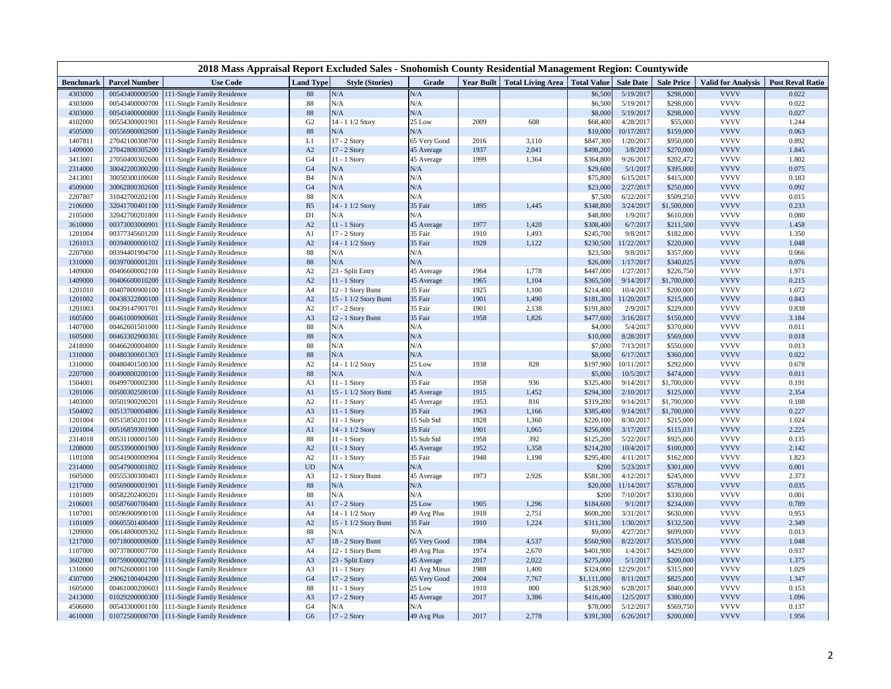# 2018 Mass Appraisal Report Excluded Sales - Snohomish County Residential Management Region: Countywide

| Benchmark | Parcel Number | Use Code | Land Type | Style (Stories) | Grade | Year Built | Total Living Area | Total Value | Sale Date | Sale Price | Valid for Analysis | Post Reval Ratio |
|---|---|---|---|---|---|---|---|---|---|---|---|---|
| 4303000 | 00543400000500 | 111-Single Family Residence | 88 | N/A | N/A | | | $6,500 | 5/19/2017 | $298,000 | VVVV | 0.022 |
| 4303000 | 00543400000700 | 111-Single Family Residence | 88 | N/A | N/A | | | $6,500 | 5/19/2017 | $298,000 | VVVV | 0.022 |
| 4303000 | 00543400000800 | 111-Single Family Residence | 88 | N/A | N/A | | | $8,000 | 5/19/2017 | $298,000 | VVVV | 0.027 |
| 4102000 | 00554300001901 | 111-Single Family Residence | G2 | 14 - 1 1/2 Story | 25 Low | 2009 | 608 | $68,400 | 4/28/2017 | $55,000 | VVVV | 1.244 |
| 4505000 | 00556900002600 | 111-Single Family Residence | 88 | N/A | N/A | | | $10,000 | 10/17/2017 | $159,000 | VVVV | 0.063 |
| 1407811 | 27042100308700 | 111-Single Family Residence | L1 | 17 - 2 Story | 65 Very Good | 2016 | 3,110 | $847,300 | 1/20/2017 | $950,000 | VVVV | 0.892 |
| 1409000 | 27042800305200 | 111-Single Family Residence | A2 | 17 - 2 Story | 45 Average | 1937 | 2,041 | $498,200 | 3/8/2017 | $270,000 | VVVV | 1.845 |
| 3413001 | 27050400302600 | 111-Single Family Residence | G4 | 11 - 1 Story | 45 Average | 1999 | 1,364 | $364,800 | 9/26/2017 | $202,472 | VVVV | 1.802 |
| 2314000 | 30042200300200 | 111-Single Family Residence | G4 | N/A | N/A | | | $29,600 | 5/1/2017 | $395,000 | VVVV | 0.075 |
| 2413001 | 30050300100600 | 111-Single Family Residence | B4 | N/A | N/A | | | $75,800 | 6/15/2017 | $415,000 | VVVV | 0.183 |
| 4509000 | 30062800302600 | 111-Single Family Residence | G4 | N/A | N/A | | | $23,000 | 2/27/2017 | $250,000 | VVVV | 0.092 |
| 2207807 | 31042700202100 | 111-Single Family Residence | 88 | N/A | N/A | | | $7,500 | 6/22/2017 | $509,250 | VVVV | 0.015 |
| 2106000 | 32041700401100 | 111-Single Family Residence | B5 | 14 - 1 1/2 Story | 35 Fair | 1895 | 1,445 | $348,800 | 3/24/2017 | $1,500,000 | VVVV | 0.233 |
| 2105000 | 32042700201800 | 111-Single Family Residence | D1 | N/A | N/A | | | $48,800 | 1/9/2017 | $610,000 | VVVV | 0.080 |
| 3610000 | 00373003000901 | 111-Single Family Residence | A2 | 11 - 1 Story | 45 Average | 1977 | 1,420 | $308,400 | 6/7/2017 | $211,500 | VVVV | 1.458 |
| 1201004 | 00377345601200 | 111-Single Family Residence | A1 | 17 - 2 Story | 35 Fair | 1910 | 1,493 | $245,700 | 9/8/2017 | $182,000 | VVVV | 1.350 |
| 1201013 | 00394000000102 | 111-Single Family Residence | A2 | 14 - 1 1/2 Story | 35 Fair | 1928 | 1,122 | $230,500 | 11/22/2017 | $220,000 | VVVV | 1.048 |
| 2207000 | 00394401904700 | 111-Single Family Residence | 88 | N/A | N/A | | | $23,500 | 9/8/2017 | $357,000 | VVVV | 0.066 |
| 1310000 | 00397000001201 | 111-Single Family Residence | 88 | N/A | N/A | | | $26,000 | 1/17/2017 | $340,025 | VVVV | 0.076 |
| 1409000 | 00406600002100 | 111-Single Family Residence | A2 | 23 - Split Entry | 45 Average | 1964 | 1,778 | $447,000 | 1/27/2017 | $226,750 | VVVV | 1.971 |
| 1409000 | 00406600010200 | 111-Single Family Residence | A2 | 11 - 1 Story | 45 Average | 1965 | 1,104 | $365,500 | 9/14/2017 | $1,700,000 | VVVV | 0.215 |
| 1201010 | 00407800900100 | 111-Single Family Residence | A4 | 12 - 1 Story Bsmt | 35 Fair | 1925 | 1,100 | $214,400 | 10/4/2017 | $200,000 | VVVV | 1.072 |
| 1201002 | 00438322800100 | 111-Single Family Residence | A2 | 15 - 1 1/2 Story Bsmt | 35 Fair | 1901 | 1,490 | $181,300 | 11/20/2017 | $215,000 | VVVV | 0.843 |
| 1201003 | 00439147901701 | 111-Single Family Residence | A2 | 17 - 2 Story | 35 Fair | 1901 | 2,138 | $191,800 | 2/9/2017 | $229,000 | VVVV | 0.838 |
| 1605000 | 00461000900601 | 111-Single Family Residence | A3 | 12 - 1 Story Bsmt | 35 Fair | 1958 | 1,826 | $477,600 | 3/16/2017 | $150,000 | VVVV | 3.184 |
| 1407000 | 00462601501000 | 111-Single Family Residence | 88 | N/A | N/A | | | $4,000 | 5/4/2017 | $370,000 | VVVV | 0.011 |
| 1605000 | 00463302900301 | 111-Single Family Residence | 88 | N/A | N/A | | | $10,000 | 8/28/2017 | $569,000 | VVVV | 0.018 |
| 2418000 | 00466200004800 | 111-Single Family Residence | 88 | N/A | N/A | | | $7,000 | 7/13/2017 | $550,000 | VVVV | 0.013 |
| 1310000 | 00480300601303 | 111-Single Family Residence | 88 | N/A | N/A | | | $8,000 | 6/17/2017 | $360,000 | VVVV | 0.022 |
| 1310000 | 00480401500300 | 111-Single Family Residence | A2 | 14 - 1 1/2 Story | 25 Low | 1938 | 828 | $197,900 | 10/11/2017 | $292,000 | VVVV | 0.678 |
| 2207000 | 00490800200100 | 111-Single Family Residence | 88 | N/A | N/A | | | $5,000 | 10/5/2017 | $474,000 | VVVV | 0.011 |
| 1504001 | 00499700002300 | 111-Single Family Residence | A3 | 11 - 1 Story | 35 Fair | 1958 | 936 | $325,400 | 9/14/2017 | $1,700,000 | VVVV | 0.191 |
| 1201006 | 00500302500100 | 111-Single Family Residence | A1 | 15 - 1 1/2 Story Bsmt | 45 Average | 1915 | 1,452 | $294,300 | 2/10/2017 | $125,000 | VVVV | 2.354 |
| 1403000 | 00501900200201 | 111-Single Family Residence | A2 | 11 - 1 Story | 45 Average | 1953 | 816 | $319,200 | 9/14/2017 | $1,700,000 | VVVV | 0.188 |
| 1504002 | 00513700004806 | 111-Single Family Residence | A3 | 11 - 1 Story | 35 Fair | 1963 | 1,166 | $385,400 | 9/14/2017 | $1,700,000 | VVVV | 0.227 |
| 1201004 | 00515850201100 | 111-Single Family Residence | A2 | 11 - 1 Story | 15 Sub Std | 1928 | 1,360 | $220,100 | 8/30/2017 | $215,000 | VVVV | 1.024 |
| 1201004 | 00516859301900 | 111-Single Family Residence | A1 | 14 - 1 1/2 Story | 35 Fair | 1901 | 1,065 | $256,000 | 3/17/2017 | $115,031 | VVVV | 2.225 |
| 2314018 | 00531100001500 | 111-Single Family Residence | 88 | 11 - 1 Story | 15 Sub Std | 1958 | 392 | $125,200 | 5/22/2017 | $925,000 | VVVV | 0.135 |
| 1208000 | 00533900001900 | 111-Single Family Residence | A2 | 11 - 1 Story | 45 Average | 1952 | 1,358 | $214,200 | 10/4/2017 | $100,000 | VVVV | 2.142 |
| 1101008 | 00541900000904 | 111-Single Family Residence | A2 | 11 - 1 Story | 35 Fair | 1948 | 1,198 | $295,400 | 4/11/2017 | $162,000 | VVVV | 1.823 |
| 2314000 | 00547900001802 | 111-Single Family Residence | UD | N/A | N/A | | | $200 | 5/23/2017 | $301,000 | VVVV | 0.001 |
| 1605000 | 00555300300403 | 111-Single Family Residence | A3 | 12 - 1 Story Bsmt | 45 Average | 1973 | 2,926 | $581,300 | 4/12/2017 | $245,000 | VVVV | 2.373 |
| 1217000 | 00569000001901 | 111-Single Family Residence | 88 | N/A | N/A | | | $20,000 | 11/14/2017 | $578,000 | VVVV | 0.035 |
| 1101009 | 00582202400201 | 111-Single Family Residence | 88 | N/A | N/A | | | $200 | 7/10/2017 | $330,000 | VVVV | 0.001 |
| 2106001 | 00587600700400 | 111-Single Family Residence | A1 | 17 - 2 Story | 25 Low | 1905 | 1,296 | $184,600 | 9/1/2017 | $234,000 | VVVV | 0.789 |
| 1107001 | 00596900900100 | 111-Single Family Residence | A4 | 14 - 1 1/2 Story | 49 Avg Plus | 1918 | 2,751 | $600,200 | 3/31/2017 | $630,000 | VVVV | 0.953 |
| 1101009 | 00605501400400 | 111-Single Family Residence | A2 | 15 - 1 1/2 Story Bsmt | 35 Fair | 1910 | 1,224 | $311,300 | 1/30/2017 | $132,500 | VVVV | 2.349 |
| 1209000 | 00614800009302 | 111-Single Family Residence | 88 | N/A | N/A | | | $9,000 | 4/27/2017 | $699,000 | VVVV | 0.013 |
| 1217000 | 00718000000600 | 111-Single Family Residence | A7 | 18 - 2 Story Bsmt | 65 Very Good | 1984 | 4,537 | $560,900 | 8/22/2017 | $535,000 | VVVV | 1.048 |
| 1107000 | 00737800007700 | 111-Single Family Residence | A4 | 12 - 1 Story Bsmt | 49 Avg Plus | 1974 | 2,670 | $401,900 | 1/4/2017 | $429,000 | VVVV | 0.937 |
| 3602000 | 00759000002700 | 111-Single Family Residence | A3 | 23 - Split Entry | 45 Average | 2017 | 2,022 | $275,000 | 5/1/2017 | $200,000 | VVVV | 1.375 |
| 1310000 | 00762600001100 | 111-Single Family Residence | A3 | 11 - 1 Story | 41 Avg Minus | 1988 | 1,400 | $324,000 | 12/29/2017 | $315,000 | VVVV | 1.029 |
| 4307000 | 29062100404200 | 111-Single Family Residence | G4 | 17 - 2 Story | 65 Very Good | 2004 | 7,767 | $1,111,000 | 8/11/2017 | $825,000 | VVVV | 1.347 |
| 1605000 | 00461000200603 | 111-Single Family Residence | 88 | 11 - 1 Story | 25 Low | 1910 | 800 | $128,900 | 6/28/2017 | $840,000 | VVVV | 0.153 |
| 2413000 | 01029200000300 | 111-Single Family Residence | A3 | 17 - 2 Story | 45 Average | 2017 | 3,386 | $416,400 | 12/5/2017 | $380,000 | VVVV | 1.096 |
| 4506000 | 00543300001100 | 111-Single Family Residence | G4 | N/A | N/A | | | $78,000 | 5/12/2017 | $569,750 | VVVV | 0.137 |
| 4610000 | 01072500000700 | 111-Single Family Residence | G6 | 17 - 2 Story | 49 Avg Plus | 2017 | 2,778 | $391,300 | 6/26/2017 | $200,000 | VVVV | 1.956 |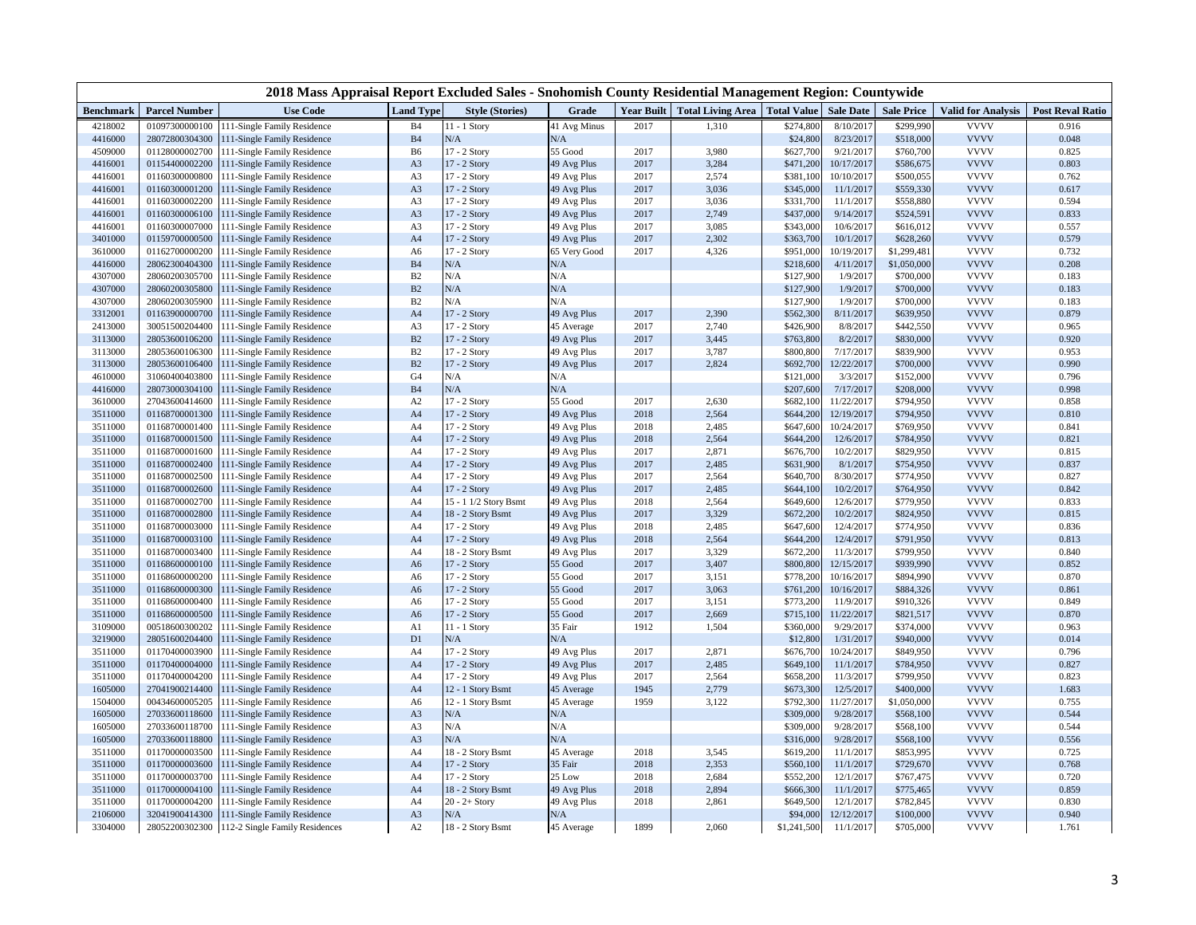# 2018 Mass Appraisal Report Excluded Sales - Snohomish County Residential Management Region: Countywide

| Benchmark | Parcel Number | Use Code | Land Type | Style (Stories) | Grade | Year Built | Total Living Area | Total Value | Sale Date | Sale Price | Valid for Analysis | Post Reval Ratio |
|---|---|---|---|---|---|---|---|---|---|---|---|---|
| 4218002 | 01097300000100 | 111-Single Family Residence | B4 | 11 - 1 Story | 41 Avg Minus | 2017 | 1,310 | $274,800 | 8/10/2017 | $299,990 | VVVV | 0.916 |
| 4416000 | 28072800304300 | 111-Single Family Residence | B4 | N/A | N/A | | | $24,800 | 8/23/2017 | $518,000 | VVVV | 0.048 |
| 4509000 | 01128000002700 | 111-Single Family Residence | B6 | 17 - 2 Story | 55 Good | 2017 | 3,980 | $627,700 | 9/21/2017 | $760,700 | VVVV | 0.825 |
| 4416001 | 01154400002200 | 111-Single Family Residence | A3 | 17 - 2 Story | 49 Avg Plus | 2017 | 3,284 | $471,200 | 10/17/2017 | $586,675 | VVVV | 0.803 |
| 4416001 | 01160300000800 | 111-Single Family Residence | A3 | 17 - 2 Story | 49 Avg Plus | 2017 | 2,574 | $381,100 | 10/10/2017 | $500,055 | VVVV | 0.762 |
| 4416001 | 01160300001200 | 111-Single Family Residence | A3 | 17 - 2 Story | 49 Avg Plus | 2017 | 3,036 | $345,000 | 11/1/2017 | $559,330 | VVVV | 0.617 |
| 4416001 | 01160300002200 | 111-Single Family Residence | A3 | 17 - 2 Story | 49 Avg Plus | 2017 | 3,036 | $331,700 | 11/1/2017 | $558,880 | VVVV | 0.594 |
| 4416001 | 01160300006100 | 111-Single Family Residence | A3 | 17 - 2 Story | 49 Avg Plus | 2017 | 2,749 | $437,000 | 9/14/2017 | $524,591 | VVVV | 0.833 |
| 4416001 | 01160300007000 | 111-Single Family Residence | A3 | 17 - 2 Story | 49 Avg Plus | 2017 | 3,085 | $343,000 | 10/6/2017 | $616,012 | VVVV | 0.557 |
| 3401000 | 01159700000500 | 111-Single Family Residence | A4 | 17 - 2 Story | 49 Avg Plus | 2017 | 2,302 | $363,700 | 10/1/2017 | $628,260 | VVVV | 0.579 |
| 3610000 | 01162700000200 | 111-Single Family Residence | A6 | 17 - 2 Story | 65 Very Good | 2017 | 4,326 | $951,000 | 10/19/2017 | $1,299,481 | VVVV | 0.732 |
| 4416000 | 28062300404300 | 111-Single Family Residence | B4 | N/A | N/A | | | $218,600 | 4/11/2017 | $1,050,000 | VVVV | 0.208 |
| 4307000 | 28060200305700 | 111-Single Family Residence | B2 | N/A | N/A | | | $127,900 | 1/9/2017 | $700,000 | VVVV | 0.183 |
| 4307000 | 28060200305800 | 111-Single Family Residence | B2 | N/A | N/A | | | $127,900 | 1/9/2017 | $700,000 | VVVV | 0.183 |
| 4307000 | 28060200305900 | 111-Single Family Residence | B2 | N/A | N/A | | | $127,900 | 1/9/2017 | $700,000 | VVVV | 0.183 |
| 3312001 | 01163900000700 | 111-Single Family Residence | A4 | 17 - 2 Story | 49 Avg Plus | 2017 | 2,390 | $562,300 | 8/11/2017 | $639,950 | VVVV | 0.879 |
| 2413000 | 30051500204400 | 111-Single Family Residence | A3 | 17 - 2 Story | 45 Average | 2017 | 2,740 | $426,900 | 8/8/2017 | $442,550 | VVVV | 0.965 |
| 3113000 | 28053600106200 | 111-Single Family Residence | B2 | 17 - 2 Story | 49 Avg Plus | 2017 | 3,445 | $763,800 | 8/2/2017 | $830,000 | VVVV | 0.920 |
| 3113000 | 28053600106300 | 111-Single Family Residence | B2 | 17 - 2 Story | 49 Avg Plus | 2017 | 3,787 | $800,800 | 7/17/2017 | $839,900 | VVVV | 0.953 |
| 3113000 | 28053600106400 | 111-Single Family Residence | B2 | 17 - 2 Story | 49 Avg Plus | 2017 | 2,824 | $692,700 | 12/22/2017 | $700,000 | VVVV | 0.990 |
| 4610000 | 31060400403800 | 111-Single Family Residence | G4 | N/A | N/A | | | $121,000 | 3/3/2017 | $152,000 | VVVV | 0.796 |
| 4416000 | 28073000304100 | 111-Single Family Residence | B4 | N/A | N/A | | | $207,600 | 7/17/2017 | $208,000 | VVVV | 0.998 |
| 3610000 | 27043600414600 | 111-Single Family Residence | A2 | 17 - 2 Story | 55 Good | 2017 | 2,630 | $682,100 | 11/22/2017 | $794,950 | VVVV | 0.858 |
| 3511000 | 01168700001300 | 111-Single Family Residence | A4 | 17 - 2 Story | 49 Avg Plus | 2018 | 2,564 | $644,200 | 12/19/2017 | $794,950 | VVVV | 0.810 |
| 3511000 | 01168700001400 | 111-Single Family Residence | A4 | 17 - 2 Story | 49 Avg Plus | 2018 | 2,485 | $647,600 | 10/24/2017 | $769,950 | VVVV | 0.841 |
| 3511000 | 01168700001500 | 111-Single Family Residence | A4 | 17 - 2 Story | 49 Avg Plus | 2018 | 2,564 | $644,200 | 12/6/2017 | $784,950 | VVVV | 0.821 |
| 3511000 | 01168700001600 | 111-Single Family Residence | A4 | 17 - 2 Story | 49 Avg Plus | 2017 | 2,871 | $676,700 | 10/2/2017 | $829,950 | VVVV | 0.815 |
| 3511000 | 01168700002400 | 111-Single Family Residence | A4 | 17 - 2 Story | 49 Avg Plus | 2017 | 2,485 | $631,900 | 8/1/2017 | $754,950 | VVVV | 0.837 |
| 3511000 | 01168700002500 | 111-Single Family Residence | A4 | 17 - 2 Story | 49 Avg Plus | 2017 | 2,564 | $640,700 | 8/30/2017 | $774,950 | VVVV | 0.827 |
| 3511000 | 01168700002600 | 111-Single Family Residence | A4 | 17 - 2 Story | 49 Avg Plus | 2017 | 2,485 | $644,100 | 10/2/2017 | $764,950 | VVVV | 0.842 |
| 3511000 | 01168700002700 | 111-Single Family Residence | A4 | 15 - 1 1/2 Story Bsmt | 49 Avg Plus | 2018 | 2,564 | $649,600 | 12/6/2017 | $779,950 | VVVV | 0.833 |
| 3511000 | 01168700002800 | 111-Single Family Residence | A4 | 18 - 2 Story Bsmt | 49 Avg Plus | 2017 | 3,329 | $672,200 | 10/2/2017 | $824,950 | VVVV | 0.815 |
| 3511000 | 01168700003000 | 111-Single Family Residence | A4 | 17 - 2 Story | 49 Avg Plus | 2018 | 2,485 | $647,600 | 12/4/2017 | $774,950 | VVVV | 0.836 |
| 3511000 | 01168700003100 | 111-Single Family Residence | A4 | 17 - 2 Story | 49 Avg Plus | 2018 | 2,564 | $644,200 | 12/4/2017 | $791,950 | VVVV | 0.813 |
| 3511000 | 01168700003400 | 111-Single Family Residence | A4 | 18 - 2 Story Bsmt | 49 Avg Plus | 2017 | 3,329 | $672,200 | 11/3/2017 | $799,950 | VVVV | 0.840 |
| 3511000 | 01168600000100 | 111-Single Family Residence | A6 | 17 - 2 Story | 55 Good | 2017 | 3,407 | $800,800 | 12/15/2017 | $939,990 | VVVV | 0.852 |
| 3511000 | 01168600000200 | 111-Single Family Residence | A6 | 17 - 2 Story | 55 Good | 2017 | 3,151 | $778,200 | 10/16/2017 | $894,990 | VVVV | 0.870 |
| 3511000 | 01168600000300 | 111-Single Family Residence | A6 | 17 - 2 Story | 55 Good | 2017 | 3,063 | $761,200 | 10/16/2017 | $884,326 | VVVV | 0.861 |
| 3511000 | 01168600000400 | 111-Single Family Residence | A6 | 17 - 2 Story | 55 Good | 2017 | 3,151 | $773,200 | 11/9/2017 | $910,326 | VVVV | 0.849 |
| 3511000 | 01168600000500 | 111-Single Family Residence | A6 | 17 - 2 Story | 55 Good | 2017 | 2,669 | $715,100 | 11/22/2017 | $821,517 | VVVV | 0.870 |
| 3109000 | 00518600300202 | 111-Single Family Residence | A1 | 11 - 1 Story | 35 Fair | 1912 | 1,504 | $360,000 | 9/29/2017 | $374,000 | VVVV | 0.963 |
| 3219000 | 28051600204400 | 111-Single Family Residence | D1 | N/A | N/A | | | $12,800 | 1/31/2017 | $940,000 | VVVV | 0.014 |
| 3511000 | 01170400003900 | 111-Single Family Residence | A4 | 17 - 2 Story | 49 Avg Plus | 2017 | 2,871 | $676,700 | 10/24/2017 | $849,950 | VVVV | 0.796 |
| 3511000 | 01170400004000 | 111-Single Family Residence | A4 | 17 - 2 Story | 49 Avg Plus | 2017 | 2,485 | $649,100 | 11/1/2017 | $784,950 | VVVV | 0.827 |
| 3511000 | 01170400004200 | 111-Single Family Residence | A4 | 17 - 2 Story | 49 Avg Plus | 2017 | 2,564 | $658,200 | 11/3/2017 | $799,950 | VVVV | 0.823 |
| 1605000 | 27041900214400 | 111-Single Family Residence | A4 | 12 - 1 Story Bsmt | 45 Average | 1945 | 2,779 | $673,300 | 12/5/2017 | $400,000 | VVVV | 1.683 |
| 1504000 | 00434600005205 | 111-Single Family Residence | A6 | 12 - 1 Story Bsmt | 45 Average | 1959 | 3,122 | $792,300 | 11/27/2017 | $1,050,000 | VVVV | 0.755 |
| 1605000 | 27033600118600 | 111-Single Family Residence | A3 | N/A | N/A | | | $309,000 | 9/28/2017 | $568,100 | VVVV | 0.544 |
| 1605000 | 27033600118700 | 111-Single Family Residence | A3 | N/A | N/A | | | $309,000 | 9/28/2017 | $568,100 | VVVV | 0.544 |
| 1605000 | 27033600118800 | 111-Single Family Residence | A3 | N/A | N/A | | | $316,000 | 9/28/2017 | $568,100 | VVVV | 0.556 |
| 3511000 | 01170000003500 | 111-Single Family Residence | A4 | 18 - 2 Story Bsmt | 45 Average | 2018 | 3,545 | $619,200 | 11/1/2017 | $853,995 | VVVV | 0.725 |
| 3511000 | 01170000003600 | 111-Single Family Residence | A4 | 17 - 2 Story | 35 Fair | 2018 | 2,353 | $560,100 | 11/1/2017 | $729,670 | VVVV | 0.768 |
| 3511000 | 01170000003700 | 111-Single Family Residence | A4 | 17 - 2 Story | 25 Low | 2018 | 2,684 | $552,200 | 12/1/2017 | $767,475 | VVVV | 0.720 |
| 3511000 | 01170000004100 | 111-Single Family Residence | A4 | 18 - 2 Story Bsmt | 49 Avg Plus | 2018 | 2,894 | $666,300 | 11/1/2017 | $775,465 | VVVV | 0.859 |
| 3511000 | 01170000004200 | 111-Single Family Residence | A4 | 20 - 2+ Story | 49 Avg Plus | 2018 | 2,861 | $649,500 | 12/1/2017 | $782,845 | VVVV | 0.830 |
| 2106000 | 32041900414300 | 111-Single Family Residence | A3 | N/A | N/A | | | $94,000 | 12/12/2017 | $100,000 | VVVV | 0.940 |
| 3304000 | 28052200302300 | 112-2 Single Family Residences | A2 | 18 - 2 Story Bsmt | 45 Average | 1899 | 2,060 | $1,241,500 | 11/1/2017 | $705,000 | VVVV | 1.761 |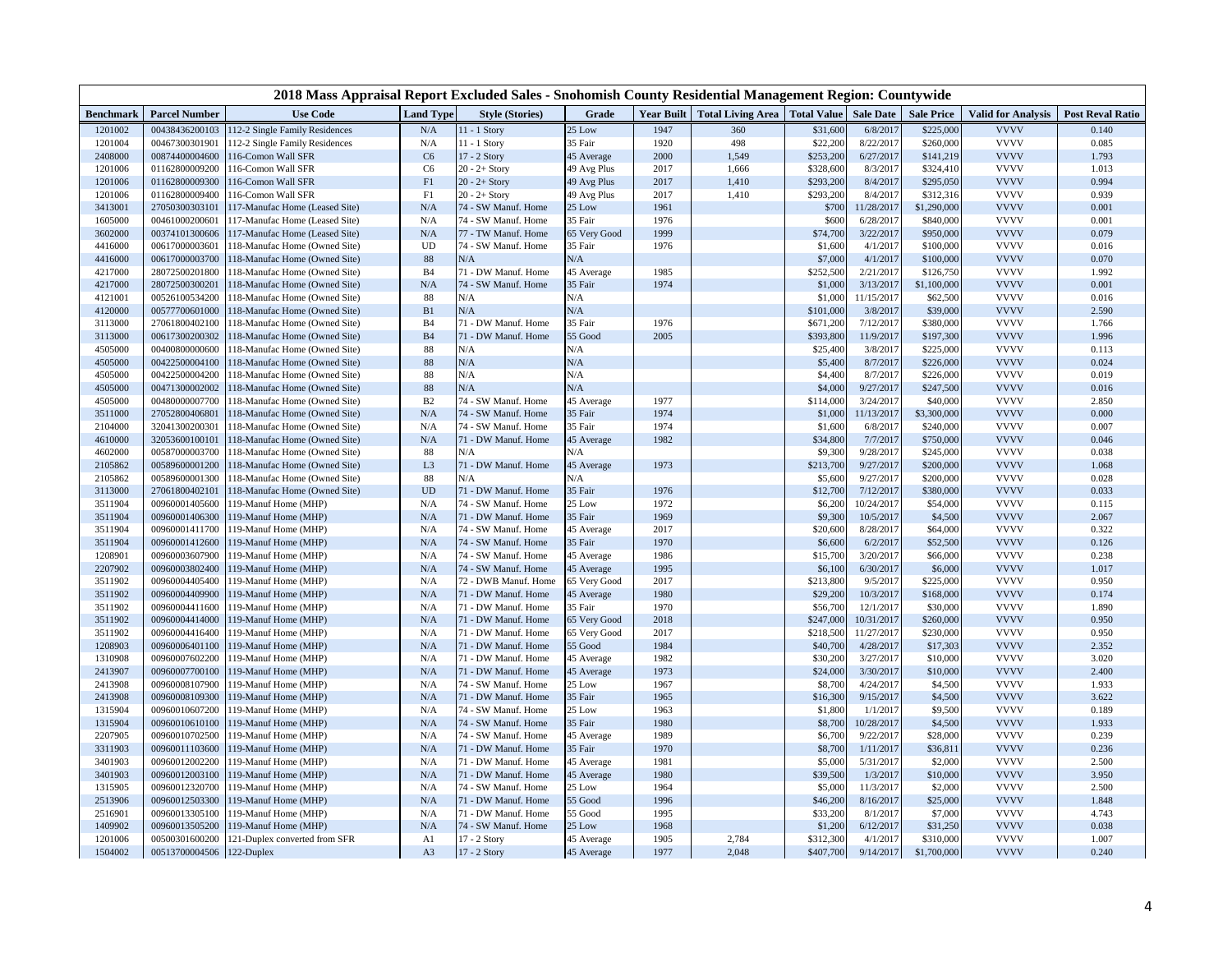| 2018 Mass Appraisal Report Excluded Sales - Snohomish County Residential Management Region: Countywide | | | | | | | | | | | | | |
|---|---|---|---|---|---|---|---|---|---|---|---|---|---|
| **Benchmark** | **Parcel Number** | **Use Code** | **Land Type** | **Style (Stories)** | **Grade** | **Year Built** | **Total Living Area** | **Total Value** | **Sale Date** | **Sale Price** | **Valid for Analysis** | **Post Reval Ratio** |
| 1201002 | 00438436200103 | 112-2 Single Family Residences | N/A | 11 - 1 Story | 25 Low | 1947 | 360 | $31,600 | 6/8/2017 | $225,000 | VVVV | 0.140 |
| 1201004 | 00467300301901 | 112-2 Single Family Residences | N/A | 11 - 1 Story | 35 Fair | 1920 | 498 | $22,200 | 8/22/2017 | $260,000 | VVVV | 0.085 |
| 2408000 | 00874400004600 | 116-Comon Wall SFR | C6 | 17 - 2 Story | 45 Average | 2000 | 1,549 | $253,200 | 6/27/2017 | $141,219 | VVVV | 1.793 |
| 1201006 | 01162800009200 | 116-Comon Wall SFR | C6 | 20 - 2+ Story | 49 Avg Plus | 2017 | 1,666 | $328,600 | 8/3/2017 | $324,410 | VVVV | 1.013 |
| 1201006 | 01162800009300 | 116-Comon Wall SFR | F1 | 20 - 2+ Story | 49 Avg Plus | 2017 | 1,410 | $293,200 | 8/4/2017 | $295,050 | VVVV | 0.994 |
| 1201006 | 01162800009400 | 116-Comon Wall SFR | F1 | 20 - 2+ Story | 49 Avg Plus | 2017 | 1,410 | $293,200 | 8/4/2017 | $312,316 | VVVV | 0.939 |
| 3413001 | 27050300303101 | 117-Manufac Home (Leased Site) | N/A | 74 - SW Manuf. Home | 25 Low | 1961 | | $700 | 11/28/2017 | $1,290,000 | VVVV | 0.001 |
| 1605000 | 00461000200601 | 117-Manufac Home (Leased Site) | N/A | 74 - SW Manuf. Home | 35 Fair | 1976 | | $600 | 6/28/2017 | $840,000 | VVVV | 0.001 |
| 3602000 | 00374101300606 | 117-Manufac Home (Leased Site) | N/A | 77 - TW Manuf. Home | 65 Very Good | 1999 | | $74,700 | 3/22/2017 | $950,000 | VVVV | 0.079 |
| 4416000 | 00617000003601 | 118-Manufac Home (Owned Site) | UD | 74 - SW Manuf. Home | 35 Fair | 1976 | | $1,600 | 4/1/2017 | $100,000 | VVVV | 0.016 |
| 4416000 | 00617000003700 | 118-Manufac Home (Owned Site) | 88 | N/A | N/A | | | $7,000 | 4/1/2017 | $100,000 | VVVV | 0.070 |
| 4217000 | 28072500201800 | 118-Manufac Home (Owned Site) | B4 | 71 - DW Manuf. Home | 45 Average | 1985 | | $252,500 | 2/21/2017 | $126,750 | VVVV | 1.992 |
| 4217000 | 28072500300201 | 118-Manufac Home (Owned Site) | N/A | 74 - SW Manuf. Home | 35 Fair | 1974 | | $1,000 | 3/13/2017 | $1,100,000 | VVVV | 0.001 |
| 4121001 | 00526100534200 | 118-Manufac Home (Owned Site) | 88 | N/A | N/A | | | $1,000 | 11/15/2017 | $62,500 | VVVV | 0.016 |
| 4120000 | 00577700601000 | 118-Manufac Home (Owned Site) | B1 | N/A | N/A | | | $101,000 | 3/8/2017 | $39,000 | VVVV | 2.590 |
| 3113000 | 27061800402100 | 118-Manufac Home (Owned Site) | B4 | 71 - DW Manuf. Home | 35 Fair | 1976 | | $671,200 | 7/12/2017 | $380,000 | VVVV | 1.766 |
| 3113000 | 00617300200302 | 118-Manufac Home (Owned Site) | B4 | 71 - DW Manuf. Home | 55 Good | 2005 | | $393,800 | 11/9/2017 | $197,300 | VVVV | 1.996 |
| 4505000 | 00400800000600 | 118-Manufac Home (Owned Site) | 88 | N/A | N/A | | | $25,400 | 3/8/2017 | $225,000 | VVVV | 0.113 |
| 4505000 | 00422500004100 | 118-Manufac Home (Owned Site) | 88 | N/A | N/A | | | $5,400 | 8/7/2017 | $226,000 | VVVV | 0.024 |
| 4505000 | 00422500004200 | 118-Manufac Home (Owned Site) | 88 | N/A | N/A | | | $4,400 | 8/7/2017 | $226,000 | VVVV | 0.019 |
| 4505000 | 00471300002002 | 118-Manufac Home (Owned Site) | 88 | N/A | N/A | | | $4,000 | 9/27/2017 | $247,500 | VVVV | 0.016 |
| 4505000 | 00480000007700 | 118-Manufac Home (Owned Site) | B2 | 74 - SW Manuf. Home | 45 Average | 1977 | | $114,000 | 3/24/2017 | $40,000 | VVVV | 2.850 |
| 3511000 | 27052800406801 | 118-Manufac Home (Owned Site) | N/A | 74 - SW Manuf. Home | 35 Fair | 1974 | | $1,000 | 11/13/2017 | $3,300,000 | VVVV | 0.000 |
| 2104000 | 32041300200301 | 118-Manufac Home (Owned Site) | N/A | 74 - SW Manuf. Home | 35 Fair | 1974 | | $1,600 | 6/8/2017 | $240,000 | VVVV | 0.007 |
| 4610000 | 32053600100101 | 118-Manufac Home (Owned Site) | N/A | 71 - DW Manuf. Home | 45 Average | 1982 | | $34,800 | 7/7/2017 | $750,000 | VVVV | 0.046 |
| 4602000 | 00587000003700 | 118-Manufac Home (Owned Site) | 88 | N/A | N/A | | | $9,300 | 9/28/2017 | $245,000 | VVVV | 0.038 |
| 2105862 | 00589600001200 | 118-Manufac Home (Owned Site) | L3 | 71 - DW Manuf. Home | 45 Average | 1973 | | $213,700 | 9/27/2017 | $200,000 | VVVV | 1.068 |
| 2105862 | 00589600001300 | 118-Manufac Home (Owned Site) | 88 | N/A | N/A | | | $5,600 | 9/27/2017 | $200,000 | VVVV | 0.028 |
| 3113000 | 27061800402101 | 118-Manufac Home (Owned Site) | UD | 71 - DW Manuf. Home | 35 Fair | 1976 | | $12,700 | 7/12/2017 | $380,000 | VVVV | 0.033 |
| 3511904 | 00960001405600 | 119-Manuf Home (MHP) | N/A | 74 - SW Manuf. Home | 25 Low | 1972 | | $6,200 | 10/24/2017 | $54,000 | VVVV | 0.115 |
| 3511904 | 00960001406300 | 119-Manuf Home (MHP) | N/A | 71 - DW Manuf. Home | 35 Fair | 1969 | | $9,300 | 10/5/2017 | $4,500 | VVVV | 2.067 |
| 3511904 | 00960001411700 | 119-Manuf Home (MHP) | N/A | 74 - SW Manuf. Home | 45 Average | 2017 | | $20,600 | 8/28/2017 | $64,000 | VVVV | 0.322 |
| 3511904 | 00960001412600 | 119-Manuf Home (MHP) | N/A | 74 - SW Manuf. Home | 35 Fair | 1970 | | $6,600 | 6/2/2017 | $52,500 | VVVV | 0.126 |
| 1208901 | 00960003607900 | 119-Manuf Home (MHP) | N/A | 74 - SW Manuf. Home | 45 Average | 1986 | | $15,700 | 3/20/2017 | $66,000 | VVVV | 0.238 |
| 2207902 | 00960003802400 | 119-Manuf Home (MHP) | N/A | 74 - SW Manuf. Home | 45 Average | 1995 | | $6,100 | 6/30/2017 | $6,000 | VVVV | 1.017 |
| 3511902 | 00960004405400 | 119-Manuf Home (MHP) | N/A | 72 - DWB Manuf. Home | 65 Very Good | 2017 | | $213,800 | 9/5/2017 | $225,000 | VVVV | 0.950 |
| 3511902 | 00960004409900 | 119-Manuf Home (MHP) | N/A | 71 - DW Manuf. Home | 45 Average | 1980 | | $29,200 | 10/3/2017 | $168,000 | VVVV | 0.174 |
| 3511902 | 00960004411600 | 119-Manuf Home (MHP) | N/A | 71 - DW Manuf. Home | 35 Fair | 1970 | | $56,700 | 12/1/2017 | $30,000 | VVVV | 1.890 |
| 3511902 | 00960004414000 | 119-Manuf Home (MHP) | N/A | 71 - DW Manuf. Home | 65 Very Good | 2018 | | $247,000 | 10/31/2017 | $260,000 | VVVV | 0.950 |
| 3511902 | 00960004416400 | 119-Manuf Home (MHP) | N/A | 71 - DW Manuf. Home | 65 Very Good | 2017 | | $218,500 | 11/27/2017 | $230,000 | VVVV | 0.950 |
| 1208903 | 00960006401100 | 119-Manuf Home (MHP) | N/A | 71 - DW Manuf. Home | 55 Good | 1984 | | $40,700 | 4/28/2017 | $17,303 | VVVV | 2.352 |
| 1310908 | 00960007602200 | 119-Manuf Home (MHP) | N/A | 71 - DW Manuf. Home | 45 Average | 1982 | | $30,200 | 3/27/2017 | $10,000 | VVVV | 3.020 |
| 2413907 | 00960007700100 | 119-Manuf Home (MHP) | N/A | 71 - DW Manuf. Home | 45 Average | 1973 | | $24,000 | 3/30/2017 | $10,000 | VVVV | 2.400 |
| 2413908 | 00960008107900 | 119-Manuf Home (MHP) | N/A | 74 - SW Manuf. Home | 25 Low | 1967 | | $8,700 | 4/24/2017 | $4,500 | VVVV | 1.933 |
| 2413908 | 00960008109300 | 119-Manuf Home (MHP) | N/A | 71 - DW Manuf. Home | 35 Fair | 1965 | | $16,300 | 9/15/2017 | $4,500 | VVVV | 3.622 |
| 1315904 | 00960010607200 | 119-Manuf Home (MHP) | N/A | 74 - SW Manuf. Home | 25 Low | 1963 | | $1,800 | 1/1/2017 | $9,500 | VVVV | 0.189 |
| 1315904 | 00960010610100 | 119-Manuf Home (MHP) | N/A | 74 - SW Manuf. Home | 35 Fair | 1980 | | $8,700 | 10/28/2017 | $4,500 | VVVV | 1.933 |
| 2207905 | 00960010702500 | 119-Manuf Home (MHP) | N/A | 74 - SW Manuf. Home | 45 Average | 1989 | | $6,700 | 9/22/2017 | $28,000 | VVVV | 0.239 |
| 3311903 | 00960011103600 | 119-Manuf Home (MHP) | N/A | 71 - DW Manuf. Home | 35 Fair | 1970 | | $8,700 | 1/11/2017 | $36,811 | VVVV | 0.236 |
| 3401903 | 00960012002200 | 119-Manuf Home (MHP) | N/A | 71 - DW Manuf. Home | 45 Average | 1981 | | $5,000 | 5/31/2017 | $2,000 | VVVV | 2.500 |
| 3401903 | 00960012003100 | 119-Manuf Home (MHP) | N/A | 71 - DW Manuf. Home | 45 Average | 1980 | | $39,500 | 1/3/2017 | $10,000 | VVVV | 3.950 |
| 1315905 | 00960012320700 | 119-Manuf Home (MHP) | N/A | 74 - SW Manuf. Home | 25 Low | 1964 | | $5,000 | 11/3/2017 | $2,000 | VVVV | 2.500 |
| 2513906 | 00960012503300 | 119-Manuf Home (MHP) | N/A | 71 - DW Manuf. Home | 55 Good | 1996 | | $46,200 | 8/16/2017 | $25,000 | VVVV | 1.848 |
| 2516901 | 00960013305100 | 119-Manuf Home (MHP) | N/A | 71 - DW Manuf. Home | 55 Good | 1995 | | $33,200 | 8/1/2017 | $7,000 | VVVV | 4.743 |
| 1409902 | 00960013505200 | 119-Manuf Home (MHP) | N/A | 74 - SW Manuf. Home | 25 Low | 1968 | | $1,200 | 6/12/2017 | $31,250 | VVVV | 0.038 |
| 1201006 | 00500301600200 | 121-Duplex converted from SFR | A1 | 17 - 2 Story | 45 Average | 1905 | 2,784 | $312,300 | 4/1/2017 | $310,000 | VVVV | 1.007 |
| 1504002 | 00513700004506 | 122-Duplex | A3 | 17 - 2 Story | 45 Average | 1977 | 2,048 | $407,700 | 9/14/2017 | $1,700,000 | VVVV | 0.240 |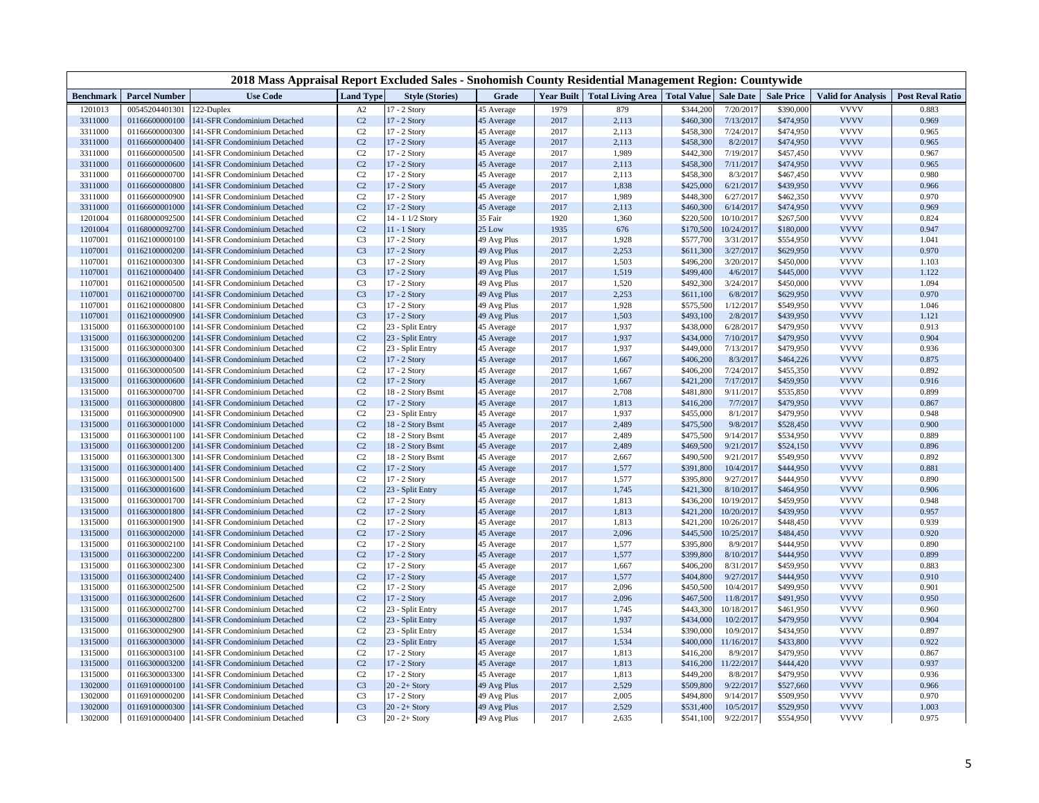# 2018 Mass Appraisal Report Excluded Sales - Snohomish County Residential Management Region: Countywide

| Benchmark | Parcel Number | Use Code | Land Type | Style (Stories) | Grade | Year Built | Total Living Area | Total Value | Sale Date | Sale Price | Valid for Analysis | Post Reval Ratio |
|---|---|---|---|---|---|---|---|---|---|---|---|---|
| 1201013 | 00545204401301 | 122-Duplex | A2 | 17 - 2 Story | 45 Average | 1979 | 879 | $344,200 | 7/20/2017 | $390,000 | VVVV | 0.883 |
| 3311000 | 01166600000100 | 141-SFR Condominium Detached | C2 | 17 - 2 Story | 45 Average | 2017 | 2,113 | $460,300 | 7/13/2017 | $474,950 | VVVV | 0.969 |
| 3311000 | 01166600000300 | 141-SFR Condominium Detached | C2 | 17 - 2 Story | 45 Average | 2017 | 2,113 | $458,300 | 7/24/2017 | $474,950 | VVVV | 0.965 |
| 3311000 | 01166600000400 | 141-SFR Condominium Detached | C2 | 17 - 2 Story | 45 Average | 2017 | 2,113 | $458,300 | 8/2/2017 | $474,950 | VVVV | 0.965 |
| 3311000 | 01166600000500 | 141-SFR Condominium Detached | C2 | 17 - 2 Story | 45 Average | 2017 | 1,989 | $442,300 | 7/19/2017 | $457,450 | VVVV | 0.967 |
| 3311000 | 01166600000600 | 141-SFR Condominium Detached | C2 | 17 - 2 Story | 45 Average | 2017 | 2,113 | $458,300 | 7/11/2017 | $474,950 | VVVV | 0.965 |
| 3311000 | 01166600000700 | 141-SFR Condominium Detached | C2 | 17 - 2 Story | 45 Average | 2017 | 2,113 | $458,300 | 8/3/2017 | $467,450 | VVVV | 0.980 |
| 3311000 | 01166600000800 | 141-SFR Condominium Detached | C2 | 17 - 2 Story | 45 Average | 2017 | 1,838 | $425,000 | 6/21/2017 | $439,950 | VVVV | 0.966 |
| 3311000 | 01166600000900 | 141-SFR Condominium Detached | C2 | 17 - 2 Story | 45 Average | 2017 | 1,989 | $448,300 | 6/27/2017 | $462,350 | VVVV | 0.970 |
| 3311000 | 01166600001000 | 141-SFR Condominium Detached | C2 | 17 - 2 Story | 45 Average | 2017 | 2,113 | $460,300 | 6/14/2017 | $474,950 | VVVV | 0.969 |
| 1201004 | 01168000092500 | 141-SFR Condominium Detached | C2 | 14 - 1 1/2 Story | 35 Fair | 1920 | 1,360 | $220,500 | 10/10/2017 | $267,500 | VVVV | 0.824 |
| 1201004 | 01168000092700 | 141-SFR Condominium Detached | C2 | 11 - 1 Story | 25 Low | 1935 | 676 | $170,500 | 10/24/2017 | $180,000 | VVVV | 0.947 |
| 1107001 | 01162100000100 | 141-SFR Condominium Detached | C3 | 17 - 2 Story | 49 Avg Plus | 2017 | 1,928 | $577,700 | 3/31/2017 | $554,950 | VVVV | 1.041 |
| 1107001 | 01162100000200 | 141-SFR Condominium Detached | C3 | 17 - 2 Story | 49 Avg Plus | 2017 | 2,253 | $611,300 | 3/27/2017 | $629,950 | VVVV | 0.970 |
| 1107001 | 01162100000300 | 141-SFR Condominium Detached | C3 | 17 - 2 Story | 49 Avg Plus | 2017 | 1,503 | $496,200 | 3/20/2017 | $450,000 | VVVV | 1.103 |
| 1107001 | 01162100000400 | 141-SFR Condominium Detached | C3 | 17 - 2 Story | 49 Avg Plus | 2017 | 1,519 | $499,400 | 4/6/2017 | $445,000 | VVVV | 1.122 |
| 1107001 | 01162100000500 | 141-SFR Condominium Detached | C3 | 17 - 2 Story | 49 Avg Plus | 2017 | 1,520 | $492,300 | 3/24/2017 | $450,000 | VVVV | 1.094 |
| 1107001 | 01162100000700 | 141-SFR Condominium Detached | C3 | 17 - 2 Story | 49 Avg Plus | 2017 | 2,253 | $611,100 | 6/8/2017 | $629,950 | VVVV | 0.970 |
| 1107001 | 01162100000800 | 141-SFR Condominium Detached | C3 | 17 - 2 Story | 49 Avg Plus | 2017 | 1,928 | $575,500 | 1/12/2017 | $549,950 | VVVV | 1.046 |
| 1107001 | 01162100000900 | 141-SFR Condominium Detached | C3 | 17 - 2 Story | 49 Avg Plus | 2017 | 1,503 | $493,100 | 2/8/2017 | $439,950 | VVVV | 1.121 |
| 1315000 | 01166300000100 | 141-SFR Condominium Detached | C2 | 23 - Split Entry | 45 Average | 2017 | 1,937 | $438,000 | 6/28/2017 | $479,950 | VVVV | 0.913 |
| 1315000 | 01166300000200 | 141-SFR Condominium Detached | C2 | 23 - Split Entry | 45 Average | 2017 | 1,937 | $434,000 | 7/10/2017 | $479,950 | VVVV | 0.904 |
| 1315000 | 01166300000300 | 141-SFR Condominium Detached | C2 | 23 - Split Entry | 45 Average | 2017 | 1,937 | $449,000 | 7/13/2017 | $479,950 | VVVV | 0.936 |
| 1315000 | 01166300000400 | 141-SFR Condominium Detached | C2 | 17 - 2 Story | 45 Average | 2017 | 1,667 | $406,200 | 8/3/2017 | $464,226 | VVVV | 0.875 |
| 1315000 | 01166300000500 | 141-SFR Condominium Detached | C2 | 17 - 2 Story | 45 Average | 2017 | 1,667 | $406,200 | 7/24/2017 | $455,350 | VVVV | 0.892 |
| 1315000 | 01166300000600 | 141-SFR Condominium Detached | C2 | 17 - 2 Story | 45 Average | 2017 | 1,667 | $421,200 | 7/17/2017 | $459,950 | VVVV | 0.916 |
| 1315000 | 01166300000700 | 141-SFR Condominium Detached | C2 | 18 - 2 Story Bsmt | 45 Average | 2017 | 2,708 | $481,800 | 9/11/2017 | $535,850 | VVVV | 0.899 |
| 1315000 | 01166300000800 | 141-SFR Condominium Detached | C2 | 17 - 2 Story | 45 Average | 2017 | 1,813 | $416,200 | 7/7/2017 | $479,950 | VVVV | 0.867 |
| 1315000 | 01166300000900 | 141-SFR Condominium Detached | C2 | 23 - Split Entry | 45 Average | 2017 | 1,937 | $455,000 | 8/1/2017 | $479,950 | VVVV | 0.948 |
| 1315000 | 01166300001000 | 141-SFR Condominium Detached | C2 | 18 - 2 Story Bsmt | 45 Average | 2017 | 2,489 | $475,500 | 9/8/2017 | $528,450 | VVVV | 0.900 |
| 1315000 | 01166300001100 | 141-SFR Condominium Detached | C2 | 18 - 2 Story Bsmt | 45 Average | 2017 | 2,489 | $475,500 | 9/14/2017 | $534,950 | VVVV | 0.889 |
| 1315000 | 01166300001200 | 141-SFR Condominium Detached | C2 | 18 - 2 Story Bsmt | 45 Average | 2017 | 2,489 | $469,500 | 9/21/2017 | $524,150 | VVVV | 0.896 |
| 1315000 | 01166300001300 | 141-SFR Condominium Detached | C2 | 18 - 2 Story Bsmt | 45 Average | 2017 | 2,667 | $490,500 | 9/21/2017 | $549,950 | VVVV | 0.892 |
| 1315000 | 01166300001400 | 141-SFR Condominium Detached | C2 | 17 - 2 Story | 45 Average | 2017 | 1,577 | $391,800 | 10/4/2017 | $444,950 | VVVV | 0.881 |
| 1315000 | 01166300001500 | 141-SFR Condominium Detached | C2 | 17 - 2 Story | 45 Average | 2017 | 1,577 | $395,800 | 9/27/2017 | $444,950 | VVVV | 0.890 |
| 1315000 | 01166300001600 | 141-SFR Condominium Detached | C2 | 23 - Split Entry | 45 Average | 2017 | 1,745 | $421,300 | 8/10/2017 | $464,950 | VVVV | 0.906 |
| 1315000 | 01166300001700 | 141-SFR Condominium Detached | C2 | 17 - 2 Story | 45 Average | 2017 | 1,813 | $436,200 | 10/19/2017 | $459,950 | VVVV | 0.948 |
| 1315000 | 01166300001800 | 141-SFR Condominium Detached | C2 | 17 - 2 Story | 45 Average | 2017 | 1,813 | $421,200 | 10/20/2017 | $439,950 | VVVV | 0.957 |
| 1315000 | 01166300001900 | 141-SFR Condominium Detached | C2 | 17 - 2 Story | 45 Average | 2017 | 1,813 | $421,200 | 10/26/2017 | $448,450 | VVVV | 0.939 |
| 1315000 | 01166300002000 | 141-SFR Condominium Detached | C2 | 17 - 2 Story | 45 Average | 2017 | 2,096 | $445,500 | 10/25/2017 | $484,450 | VVVV | 0.920 |
| 1315000 | 01166300002100 | 141-SFR Condominium Detached | C2 | 17 - 2 Story | 45 Average | 2017 | 1,577 | $395,800 | 8/9/2017 | $444,950 | VVVV | 0.890 |
| 1315000 | 01166300002200 | 141-SFR Condominium Detached | C2 | 17 - 2 Story | 45 Average | 2017 | 1,577 | $399,800 | 8/10/2017 | $444,950 | VVVV | 0.899 |
| 1315000 | 01166300002300 | 141-SFR Condominium Detached | C2 | 17 - 2 Story | 45 Average | 2017 | 1,667 | $406,200 | 8/31/2017 | $459,950 | VVVV | 0.883 |
| 1315000 | 01166300002400 | 141-SFR Condominium Detached | C2 | 17 - 2 Story | 45 Average | 2017 | 1,577 | $404,800 | 9/27/2017 | $444,950 | VVVV | 0.910 |
| 1315000 | 01166300002500 | 141-SFR Condominium Detached | C2 | 17 - 2 Story | 45 Average | 2017 | 2,096 | $450,500 | 10/4/2017 | $499,950 | VVVV | 0.901 |
| 1315000 | 01166300002600 | 141-SFR Condominium Detached | C2 | 17 - 2 Story | 45 Average | 2017 | 2,096 | $467,500 | 11/8/2017 | $491,950 | VVVV | 0.950 |
| 1315000 | 01166300002700 | 141-SFR Condominium Detached | C2 | 23 - Split Entry | 45 Average | 2017 | 1,745 | $443,300 | 10/18/2017 | $461,950 | VVVV | 0.960 |
| 1315000 | 01166300002800 | 141-SFR Condominium Detached | C2 | 23 - Split Entry | 45 Average | 2017 | 1,937 | $434,000 | 10/2/2017 | $479,950 | VVVV | 0.904 |
| 1315000 | 01166300002900 | 141-SFR Condominium Detached | C2 | 23 - Split Entry | 45 Average | 2017 | 1,534 | $390,000 | 10/9/2017 | $434,950 | VVVV | 0.897 |
| 1315000 | 01166300003000 | 141-SFR Condominium Detached | C2 | 23 - Split Entry | 45 Average | 2017 | 1,534 | $400,000 | 11/16/2017 | $433,800 | VVVV | 0.922 |
| 1315000 | 01166300003100 | 141-SFR Condominium Detached | C2 | 17 - 2 Story | 45 Average | 2017 | 1,813 | $416,200 | 8/9/2017 | $479,950 | VVVV | 0.867 |
| 1315000 | 01166300003200 | 141-SFR Condominium Detached | C2 | 17 - 2 Story | 45 Average | 2017 | 1,813 | $416,200 | 11/22/2017 | $444,420 | VVVV | 0.937 |
| 1315000 | 01166300003300 | 141-SFR Condominium Detached | C2 | 17 - 2 Story | 45 Average | 2017 | 1,813 | $449,200 | 8/8/2017 | $479,950 | VVVV | 0.936 |
| 1302000 | 01169100000100 | 141-SFR Condominium Detached | C3 | 20 - 2+ Story | 49 Avg Plus | 2017 | 2,529 | $509,800 | 9/22/2017 | $527,660 | VVVV | 0.966 |
| 1302000 | 01169100000200 | 141-SFR Condominium Detached | C3 | 17 - 2 Story | 49 Avg Plus | 2017 | 2,005 | $494,800 | 9/14/2017 | $509,950 | VVVV | 0.970 |
| 1302000 | 01169100000300 | 141-SFR Condominium Detached | C3 | 20 - 2+ Story | 49 Avg Plus | 2017 | 2,529 | $531,400 | 10/5/2017 | $529,950 | VVVV | 1.003 |
| 1302000 | 01169100000400 | 141-SFR Condominium Detached | C3 | 20 - 2+ Story | 49 Avg Plus | 2017 | 2,635 | $541,100 | 9/22/2017 | $554,950 | VVVV | 0.975 |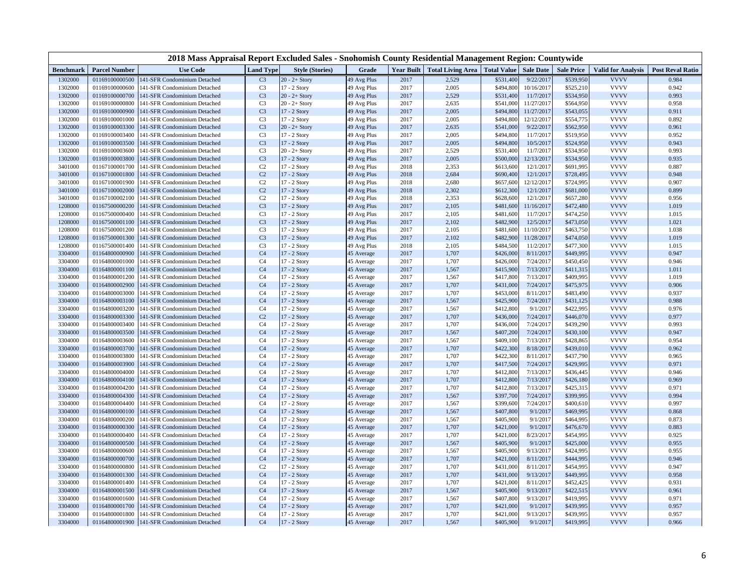# 2018 Mass Appraisal Report Excluded Sales - Snohomish County Residential Management Region: Countywide

| Benchmark | Parcel Number | Use Code | Land Type | Style (Stories) | Grade | Year Built | Total Living Area | Total Value | Sale Date | Sale Price | Valid for Analysis | Post Reval Ratio |
|---|---|---|---|---|---|---|---|---|---|---|---|---|
| 1302000 | 01169100000500 | 141-SFR Condominium Detached | C3 | 20 - 2+ Story | 49 Avg Plus | 2017 | 2,529 | $531,400 | 9/22/2017 | $539,950 | VVVV | 0.984 |
| 1302000 | 01169100000600 | 141-SFR Condominium Detached | C3 | 17 - 2 Story | 49 Avg Plus | 2017 | 2,005 | $494,800 | 10/16/2017 | $525,210 | VVVV | 0.942 |
| 1302000 | 01169100000700 | 141-SFR Condominium Detached | C3 | 20 - 2+ Story | 49 Avg Plus | 2017 | 2,529 | $531,400 | 11/7/2017 | $534,950 | VVVV | 0.993 |
| 1302000 | 01169100000800 | 141-SFR Condominium Detached | C3 | 20 - 2+ Story | 49 Avg Plus | 2017 | 2,635 | $541,000 | 11/27/2017 | $564,950 | VVVV | 0.958 |
| 1302000 | 01169100000900 | 141-SFR Condominium Detached | C3 | 17 - 2 Story | 49 Avg Plus | 2017 | 2,005 | $494,800 | 11/27/2017 | $543,055 | VVVV | 0.911 |
| 1302000 | 01169100001000 | 141-SFR Condominium Detached | C3 | 17 - 2 Story | 49 Avg Plus | 2017 | 2,005 | $494,800 | 12/12/2017 | $554,775 | VVVV | 0.892 |
| 1302000 | 01169100003300 | 141-SFR Condominium Detached | C3 | 20 - 2+ Story | 49 Avg Plus | 2017 | 2,635 | $541,000 | 9/22/2017 | $562,950 | VVVV | 0.961 |
| 1302000 | 01169100003400 | 141-SFR Condominium Detached | C3 | 17 - 2 Story | 49 Avg Plus | 2017 | 2,005 | $494,800 | 11/7/2017 | $519,950 | VVVV | 0.952 |
| 1302000 | 01169100003500 | 141-SFR Condominium Detached | C3 | 17 - 2 Story | 49 Avg Plus | 2017 | 2,005 | $494,800 | 10/5/2017 | $524,950 | VVVV | 0.943 |
| 1302000 | 01169100003600 | 141-SFR Condominium Detached | C3 | 20 - 2+ Story | 49 Avg Plus | 2017 | 2,529 | $531,400 | 11/7/2017 | $534,950 | VVVV | 0.993 |
| 1302000 | 01169100003800 | 141-SFR Condominium Detached | C3 | 17 - 2 Story | 49 Avg Plus | 2017 | 2,005 | $500,000 | 12/13/2017 | $534,950 | VVVV | 0.935 |
| 3401000 | 01167100001700 | 141-SFR Condominium Detached | C2 | 17 - 2 Story | 49 Avg Plus | 2018 | 2,353 | $613,600 | 12/1/2017 | $691,995 | VVVV | 0.887 |
| 3401000 | 01167100001800 | 141-SFR Condominium Detached | C2 | 17 - 2 Story | 49 Avg Plus | 2018 | 2,684 | $690,400 | 12/1/2017 | $728,495 | VVVV | 0.948 |
| 3401000 | 01167100001900 | 141-SFR Condominium Detached | C2 | 17 - 2 Story | 49 Avg Plus | 2018 | 2,680 | $657,600 | 12/12/2017 | $724,995 | VVVV | 0.907 |
| 3401000 | 01167100002000 | 141-SFR Condominium Detached | C2 | 17 - 2 Story | 49 Avg Plus | 2018 | 2,302 | $612,300 | 12/1/2017 | $681,000 | VVVV | 0.899 |
| 3401000 | 01167100002100 | 141-SFR Condominium Detached | C2 | 17 - 2 Story | 49 Avg Plus | 2018 | 2,353 | $628,600 | 12/1/2017 | $657,280 | VVVV | 0.956 |
| 1208000 | 01167500000200 | 141-SFR Condominium Detached | C3 | 17 - 2 Story | 49 Avg Plus | 2017 | 2,105 | $481,600 | 11/16/2017 | $472,480 | VVVV | 1.019 |
| 1208000 | 01167500000400 | 141-SFR Condominium Detached | C3 | 17 - 2 Story | 49 Avg Plus | 2017 | 2,105 | $481,600 | 11/7/2017 | $474,250 | VVVV | 1.015 |
| 1208000 | 01167500001100 | 141-SFR Condominium Detached | C3 | 17 - 2 Story | 49 Avg Plus | 2017 | 2,102 | $482,900 | 12/5/2017 | $473,050 | VVVV | 1.021 |
| 1208000 | 01167500001200 | 141-SFR Condominium Detached | C3 | 17 - 2 Story | 49 Avg Plus | 2017 | 2,105 | $481,600 | 11/10/2017 | $463,750 | VVVV | 1.038 |
| 1208000 | 01167500001300 | 141-SFR Condominium Detached | C3 | 17 - 2 Story | 49 Avg Plus | 2017 | 2,102 | $482,900 | 11/28/2017 | $474,050 | VVVV | 1.019 |
| 1208000 | 01167500001400 | 141-SFR Condominium Detached | C3 | 17 - 2 Story | 49 Avg Plus | 2018 | 2,105 | $484,500 | 11/2/2017 | $477,300 | VVVV | 1.015 |
| 3304000 | 01164800000900 | 141-SFR Condominium Detached | C4 | 17 - 2 Story | 45 Average | 2017 | 1,707 | $426,000 | 8/11/2017 | $449,995 | VVVV | 0.947 |
| 3304000 | 01164800001000 | 141-SFR Condominium Detached | C4 | 17 - 2 Story | 45 Average | 2017 | 1,707 | $426,000 | 7/24/2017 | $450,450 | VVVV | 0.946 |
| 3304000 | 01164800001100 | 141-SFR Condominium Detached | C4 | 17 - 2 Story | 45 Average | 2017 | 1,567 | $415,900 | 7/13/2017 | $411,315 | VVVV | 1.011 |
| 3304000 | 01164800001200 | 141-SFR Condominium Detached | C4 | 17 - 2 Story | 45 Average | 2017 | 1,567 | $417,800 | 7/13/2017 | $409,995 | VVVV | 1.019 |
| 3304000 | 01164800002900 | 141-SFR Condominium Detached | C4 | 17 - 2 Story | 45 Average | 2017 | 1,707 | $431,000 | 7/24/2017 | $475,975 | VVVV | 0.906 |
| 3304000 | 01164800003000 | 141-SFR Condominium Detached | C4 | 17 - 2 Story | 45 Average | 2017 | 1,707 | $453,000 | 8/11/2017 | $483,490 | VVVV | 0.937 |
| 3304000 | 01164800003100 | 141-SFR Condominium Detached | C4 | 17 - 2 Story | 45 Average | 2017 | 1,567 | $425,900 | 7/24/2017 | $431,125 | VVVV | 0.988 |
| 3304000 | 01164800003200 | 141-SFR Condominium Detached | C4 | 17 - 2 Story | 45 Average | 2017 | 1,567 | $412,800 | 9/1/2017 | $422,995 | VVVV | 0.976 |
| 3304000 | 01164800003300 | 141-SFR Condominium Detached | C2 | 17 - 2 Story | 45 Average | 2017 | 1,707 | $436,000 | 7/24/2017 | $446,070 | VVVV | 0.977 |
| 3304000 | 01164800003400 | 141-SFR Condominium Detached | C4 | 17 - 2 Story | 45 Average | 2017 | 1,707 | $436,000 | 7/24/2017 | $439,290 | VVVV | 0.993 |
| 3304000 | 01164800003500 | 141-SFR Condominium Detached | C4 | 17 - 2 Story | 45 Average | 2017 | 1,567 | $407,200 | 7/24/2017 | $430,100 | VVVV | 0.947 |
| 3304000 | 01164800003600 | 141-SFR Condominium Detached | C4 | 17 - 2 Story | 45 Average | 2017 | 1,567 | $409,100 | 7/13/2017 | $428,865 | VVVV | 0.954 |
| 3304000 | 01164800003700 | 141-SFR Condominium Detached | C4 | 17 - 2 Story | 45 Average | 2017 | 1,707 | $422,300 | 8/18/2017 | $439,010 | VVVV | 0.962 |
| 3304000 | 01164800003800 | 141-SFR Condominium Detached | C4 | 17 - 2 Story | 45 Average | 2017 | 1,707 | $422,300 | 8/11/2017 | $437,790 | VVVV | 0.965 |
| 3304000 | 01164800003900 | 141-SFR Condominium Detached | C4 | 17 - 2 Story | 45 Average | 2017 | 1,707 | $417,500 | 7/24/2017 | $429,995 | VVVV | 0.971 |
| 3304000 | 01164800004000 | 141-SFR Condominium Detached | C4 | 17 - 2 Story | 45 Average | 2017 | 1,707 | $412,800 | 7/13/2017 | $436,445 | VVVV | 0.946 |
| 3304000 | 01164800004100 | 141-SFR Condominium Detached | C4 | 17 - 2 Story | 45 Average | 2017 | 1,707 | $412,800 | 7/13/2017 | $426,180 | VVVV | 0.969 |
| 3304000 | 01164800004200 | 141-SFR Condominium Detached | C4 | 17 - 2 Story | 45 Average | 2017 | 1,707 | $412,800 | 7/13/2017 | $425,315 | VVVV | 0.971 |
| 3304000 | 01164800004300 | 141-SFR Condominium Detached | C4 | 17 - 2 Story | 45 Average | 2017 | 1,567 | $397,700 | 7/24/2017 | $399,995 | VVVV | 0.994 |
| 3304000 | 01164800004400 | 141-SFR Condominium Detached | C4 | 17 - 2 Story | 45 Average | 2017 | 1,567 | $399,600 | 7/24/2017 | $400,610 | VVVV | 0.997 |
| 3304000 | 01164800000100 | 141-SFR Condominium Detached | C4 | 17 - 2 Story | 45 Average | 2017 | 1,567 | $407,800 | 9/1/2017 | $469,995 | VVVV | 0.868 |
| 3304000 | 01164800000200 | 141-SFR Condominium Detached | C4 | 17 - 2 Story | 45 Average | 2017 | 1,567 | $405,900 | 9/1/2017 | $464,995 | VVVV | 0.873 |
| 3304000 | 01164800000300 | 141-SFR Condominium Detached | C4 | 17 - 2 Story | 45 Average | 2017 | 1,707 | $421,000 | 9/1/2017 | $476,670 | VVVV | 0.883 |
| 3304000 | 01164800000400 | 141-SFR Condominium Detached | C4 | 17 - 2 Story | 45 Average | 2017 | 1,707 | $421,000 | 8/23/2017 | $454,995 | VVVV | 0.925 |
| 3304000 | 01164800000500 | 141-SFR Condominium Detached | C4 | 17 - 2 Story | 45 Average | 2017 | 1,567 | $405,900 | 9/1/2017 | $425,000 | VVVV | 0.955 |
| 3304000 | 01164800000600 | 141-SFR Condominium Detached | C4 | 17 - 2 Story | 45 Average | 2017 | 1,567 | $405,900 | 9/13/2017 | $424,995 | VVVV | 0.955 |
| 3304000 | 01164800000700 | 141-SFR Condominium Detached | C4 | 17 - 2 Story | 45 Average | 2017 | 1,707 | $421,000 | 8/11/2017 | $444,995 | VVVV | 0.946 |
| 3304000 | 01164800000800 | 141-SFR Condominium Detached | C2 | 17 - 2 Story | 45 Average | 2017 | 1,707 | $431,000 | 8/11/2017 | $454,995 | VVVV | 0.947 |
| 3304000 | 01164800001300 | 141-SFR Condominium Detached | C4 | 17 - 2 Story | 45 Average | 2017 | 1,707 | $431,000 | 9/13/2017 | $449,995 | VVVV | 0.958 |
| 3304000 | 01164800001400 | 141-SFR Condominium Detached | C4 | 17 - 2 Story | 45 Average | 2017 | 1,707 | $421,000 | 8/11/2017 | $452,425 | VVVV | 0.931 |
| 3304000 | 01164800001500 | 141-SFR Condominium Detached | C4 | 17 - 2 Story | 45 Average | 2017 | 1,567 | $405,900 | 9/13/2017 | $422,515 | VVVV | 0.961 |
| 3304000 | 01164800001600 | 141-SFR Condominium Detached | C4 | 17 - 2 Story | 45 Average | 2017 | 1,567 | $407,800 | 9/13/2017 | $419,995 | VVVV | 0.971 |
| 3304000 | 01164800001700 | 141-SFR Condominium Detached | C4 | 17 - 2 Story | 45 Average | 2017 | 1,707 | $421,000 | 9/1/2017 | $439,995 | VVVV | 0.957 |
| 3304000 | 01164800001800 | 141-SFR Condominium Detached | C4 | 17 - 2 Story | 45 Average | 2017 | 1,707 | $421,000 | 9/13/2017 | $439,995 | VVVV | 0.957 |
| 3304000 | 01164800001900 | 141-SFR Condominium Detached | C4 | 17 - 2 Story | 45 Average | 2017 | 1,567 | $405,900 | 9/1/2017 | $419,995 | VVVV | 0.966 |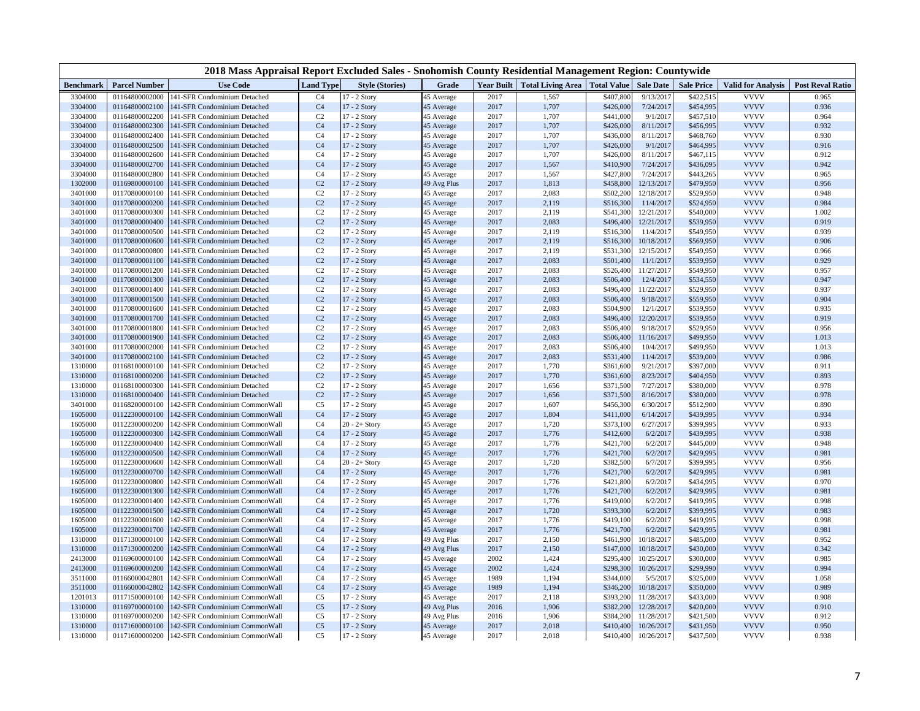# 2018 Mass Appraisal Report Excluded Sales - Snohomish County Residential Management Region: Countywide

| Benchmark | Parcel Number | Use Code | Land Type | Style (Stories) | Grade | Year Built | Total Living Area | Total Value | Sale Date | Sale Price | Valid for Analysis | Post Reval Ratio |
|---|---|---|---|---|---|---|---|---|---|---|---|---|
| 3304000 | 01164800002000 | 141-SFR Condominium Detached | C4 | 17 - 2 Story | 45 Average | 2017 | 1,567 | $407,800 | 9/13/2017 | $422,515 | VVVV | 0.965 |
| 3304000 | 01164800002100 | 141-SFR Condominium Detached | C4 | 17 - 2 Story | 45 Average | 2017 | 1,707 | $426,000 | 7/24/2017 | $454,995 | VVVV | 0.936 |
| 3304000 | 01164800002200 | 141-SFR Condominium Detached | C2 | 17 - 2 Story | 45 Average | 2017 | 1,707 | $441,000 | 9/1/2017 | $457,510 | VVVV | 0.964 |
| 3304000 | 01164800002300 | 141-SFR Condominium Detached | C4 | 17 - 2 Story | 45 Average | 2017 | 1,707 | $426,000 | 8/11/2017 | $456,995 | VVVV | 0.932 |
| 3304000 | 01164800002400 | 141-SFR Condominium Detached | C4 | 17 - 2 Story | 45 Average | 2017 | 1,707 | $436,000 | 8/11/2017 | $468,760 | VVVV | 0.930 |
| 3304000 | 01164800002500 | 141-SFR Condominium Detached | C4 | 17 - 2 Story | 45 Average | 2017 | 1,707 | $426,000 | 9/1/2017 | $464,995 | VVVV | 0.916 |
| 3304000 | 01164800002600 | 141-SFR Condominium Detached | C4 | 17 - 2 Story | 45 Average | 2017 | 1,707 | $426,000 | 8/11/2017 | $467,115 | VVVV | 0.912 |
| 3304000 | 01164800002700 | 141-SFR Condominium Detached | C4 | 17 - 2 Story | 45 Average | 2017 | 1,567 | $410,900 | 7/24/2017 | $436,095 | VVVV | 0.942 |
| 3304000 | 01164800002800 | 141-SFR Condominium Detached | C4 | 17 - 2 Story | 45 Average | 2017 | 1,567 | $427,800 | 7/24/2017 | $443,265 | VVVV | 0.965 |
| 1302000 | 01169800000100 | 141-SFR Condominium Detached | C2 | 17 - 2 Story | 49 Avg Plus | 2017 | 1,813 | $458,800 | 12/13/2017 | $479,950 | VVVV | 0.956 |
| 3401000 | 01170800000100 | 141-SFR Condominium Detached | C2 | 17 - 2 Story | 45 Average | 2017 | 2,083 | $502,200 | 12/18/2017 | $529,950 | VVVV | 0.948 |
| 3401000 | 01170800000200 | 141-SFR Condominium Detached | C2 | 17 - 2 Story | 45 Average | 2017 | 2,119 | $516,300 | 11/4/2017 | $524,950 | VVVV | 0.984 |
| 3401000 | 01170800000300 | 141-SFR Condominium Detached | C2 | 17 - 2 Story | 45 Average | 2017 | 2,119 | $541,300 | 12/21/2017 | $540,000 | VVVV | 1.002 |
| 3401000 | 01170800000400 | 141-SFR Condominium Detached | C2 | 17 - 2 Story | 45 Average | 2017 | 2,083 | $496,400 | 12/21/2017 | $539,950 | VVVV | 0.919 |
| 3401000 | 01170800000500 | 141-SFR Condominium Detached | C2 | 17 - 2 Story | 45 Average | 2017 | 2,119 | $516,300 | 11/4/2017 | $549,950 | VVVV | 0.939 |
| 3401000 | 01170800000600 | 141-SFR Condominium Detached | C2 | 17 - 2 Story | 45 Average | 2017 | 2,119 | $516,300 | 10/18/2017 | $569,950 | VVVV | 0.906 |
| 3401000 | 01170800000800 | 141-SFR Condominium Detached | C2 | 17 - 2 Story | 45 Average | 2017 | 2,119 | $531,300 | 12/15/2017 | $549,950 | VVVV | 0.966 |
| 3401000 | 01170800001100 | 141-SFR Condominium Detached | C2 | 17 - 2 Story | 45 Average | 2017 | 2,083 | $501,400 | 11/1/2017 | $539,950 | VVVV | 0.929 |
| 3401000 | 01170800001200 | 141-SFR Condominium Detached | C2 | 17 - 2 Story | 45 Average | 2017 | 2,083 | $526,400 | 11/27/2017 | $549,950 | VVVV | 0.957 |
| 3401000 | 01170800001300 | 141-SFR Condominium Detached | C2 | 17 - 2 Story | 45 Average | 2017 | 2,083 | $506,400 | 12/4/2017 | $534,550 | VVVV | 0.947 |
| 3401000 | 01170800001400 | 141-SFR Condominium Detached | C2 | 17 - 2 Story | 45 Average | 2017 | 2,083 | $496,400 | 11/22/2017 | $529,950 | VVVV | 0.937 |
| 3401000 | 01170800001500 | 141-SFR Condominium Detached | C2 | 17 - 2 Story | 45 Average | 2017 | 2,083 | $506,400 | 9/18/2017 | $559,950 | VVVV | 0.904 |
| 3401000 | 01170800001600 | 141-SFR Condominium Detached | C2 | 17 - 2 Story | 45 Average | 2017 | 2,083 | $504,900 | 12/1/2017 | $539,950 | VVVV | 0.935 |
| 3401000 | 01170800001700 | 141-SFR Condominium Detached | C2 | 17 - 2 Story | 45 Average | 2017 | 2,083 | $496,400 | 12/20/2017 | $539,950 | VVVV | 0.919 |
| 3401000 | 01170800001800 | 141-SFR Condominium Detached | C2 | 17 - 2 Story | 45 Average | 2017 | 2,083 | $506,400 | 9/18/2017 | $529,950 | VVVV | 0.956 |
| 3401000 | 01170800001900 | 141-SFR Condominium Detached | C2 | 17 - 2 Story | 45 Average | 2017 | 2,083 | $506,400 | 11/16/2017 | $499,950 | VVVV | 1.013 |
| 3401000 | 01170800002000 | 141-SFR Condominium Detached | C2 | 17 - 2 Story | 45 Average | 2017 | 2,083 | $506,400 | 10/4/2017 | $499,950 | VVVV | 1.013 |
| 3401000 | 01170800002100 | 141-SFR Condominium Detached | C2 | 17 - 2 Story | 45 Average | 2017 | 2,083 | $531,400 | 11/4/2017 | $539,000 | VVVV | 0.986 |
| 1310000 | 01168100000100 | 141-SFR Condominium Detached | C2 | 17 - 2 Story | 45 Average | 2017 | 1,770 | $361,600 | 9/21/2017 | $397,000 | VVVV | 0.911 |
| 1310000 | 01168100000200 | 141-SFR Condominium Detached | C2 | 17 - 2 Story | 45 Average | 2017 | 1,770 | $361,600 | 8/23/2017 | $404,950 | VVVV | 0.893 |
| 1310000 | 01168100000300 | 141-SFR Condominium Detached | C2 | 17 - 2 Story | 45 Average | 2017 | 1,656 | $371,500 | 7/27/2017 | $380,000 | VVVV | 0.978 |
| 1310000 | 01168100000400 | 141-SFR Condominium Detached | C2 | 17 - 2 Story | 45 Average | 2017 | 1,656 | $371,500 | 8/16/2017 | $380,000 | VVVV | 0.978 |
| 3401000 | 01168200000100 | 142-SFR Condominium CommonWall | C5 | 17 - 2 Story | 45 Average | 2017 | 1,607 | $456,300 | 6/30/2017 | $512,900 | VVVV | 0.890 |
| 1605000 | 01122300000100 | 142-SFR Condominium CommonWall | C4 | 17 - 2 Story | 45 Average | 2017 | 1,804 | $411,000 | 6/14/2017 | $439,995 | VVVV | 0.934 |
| 1605000 | 01122300000200 | 142-SFR Condominium CommonWall | C4 | 20 - 2+ Story | 45 Average | 2017 | 1,720 | $373,100 | 6/27/2017 | $399,995 | VVVV | 0.933 |
| 1605000 | 01122300000300 | 142-SFR Condominium CommonWall | C4 | 17 - 2 Story | 45 Average | 2017 | 1,776 | $412,600 | 6/2/2017 | $439,995 | VVVV | 0.938 |
| 1605000 | 01122300000400 | 142-SFR Condominium CommonWall | C4 | 17 - 2 Story | 45 Average | 2017 | 1,776 | $421,700 | 6/2/2017 | $445,000 | VVVV | 0.948 |
| 1605000 | 01122300000500 | 142-SFR Condominium CommonWall | C4 | 17 - 2 Story | 45 Average | 2017 | 1,776 | $421,700 | 6/2/2017 | $429,995 | VVVV | 0.981 |
| 1605000 | 01122300000600 | 142-SFR Condominium CommonWall | C4 | 20 - 2+ Story | 45 Average | 2017 | 1,720 | $382,500 | 6/7/2017 | $399,995 | VVVV | 0.956 |
| 1605000 | 01122300000700 | 142-SFR Condominium CommonWall | C4 | 17 - 2 Story | 45 Average | 2017 | 1,776 | $421,700 | 6/2/2017 | $429,995 | VVVV | 0.981 |
| 1605000 | 01122300000800 | 142-SFR Condominium CommonWall | C4 | 17 - 2 Story | 45 Average | 2017 | 1,776 | $421,800 | 6/2/2017 | $434,995 | VVVV | 0.970 |
| 1605000 | 01122300001300 | 142-SFR Condominium CommonWall | C4 | 17 - 2 Story | 45 Average | 2017 | 1,776 | $421,700 | 6/2/2017 | $429,995 | VVVV | 0.981 |
| 1605000 | 01122300001400 | 142-SFR Condominium CommonWall | C4 | 17 - 2 Story | 45 Average | 2017 | 1,776 | $419,000 | 6/2/2017 | $419,995 | VVVV | 0.998 |
| 1605000 | 01122300001500 | 142-SFR Condominium CommonWall | C4 | 17 - 2 Story | 45 Average | 2017 | 1,720 | $393,300 | 6/2/2017 | $399,995 | VVVV | 0.983 |
| 1605000 | 01122300001600 | 142-SFR Condominium CommonWall | C4 | 17 - 2 Story | 45 Average | 2017 | 1,776 | $419,100 | 6/2/2017 | $419,995 | VVVV | 0.998 |
| 1605000 | 01122300001700 | 142-SFR Condominium CommonWall | C4 | 17 - 2 Story | 45 Average | 2017 | 1,776 | $421,700 | 6/2/2017 | $429,995 | VVVV | 0.981 |
| 1310000 | 01171300000100 | 142-SFR Condominium CommonWall | C4 | 17 - 2 Story | 49 Avg Plus | 2017 | 2,150 | $461,900 | 10/18/2017 | $485,000 | VVVV | 0.952 |
| 1310000 | 01171300000200 | 142-SFR Condominium CommonWall | C4 | 17 - 2 Story | 49 Avg Plus | 2017 | 2,150 | $147,000 | 10/18/2017 | $430,000 | VVVV | 0.342 |
| 2413000 | 01169600000100 | 142-SFR Condominium CommonWall | C4 | 17 - 2 Story | 45 Average | 2002 | 1,424 | $295,400 | 10/25/2017 | $300,000 | VVVV | 0.985 |
| 2413000 | 01169600000200 | 142-SFR Condominium CommonWall | C4 | 17 - 2 Story | 45 Average | 2002 | 1,424 | $298,300 | 10/26/2017 | $299,990 | VVVV | 0.994 |
| 3511000 | 01166000042801 | 142-SFR Condominium CommonWall | C4 | 17 - 2 Story | 45 Average | 1989 | 1,194 | $344,000 | 5/5/2017 | $325,000 | VVVV | 1.058 |
| 3511000 | 01166000042802 | 142-SFR Condominium CommonWall | C4 | 17 - 2 Story | 45 Average | 1989 | 1,194 | $346,200 | 10/18/2017 | $350,000 | VVVV | 0.989 |
| 1201013 | 01171500000100 | 142-SFR Condominium CommonWall | C5 | 17 - 2 Story | 45 Average | 2017 | 2,118 | $393,200 | 11/28/2017 | $433,000 | VVVV | 0.908 |
| 1310000 | 01169700000100 | 142-SFR Condominium CommonWall | C5 | 17 - 2 Story | 49 Avg Plus | 2016 | 1,906 | $382,200 | 12/28/2017 | $420,000 | VVVV | 0.910 |
| 1310000 | 01169700000200 | 142-SFR Condominium CommonWall | C5 | 17 - 2 Story | 49 Avg Plus | 2016 | 1,906 | $384,200 | 11/28/2017 | $421,500 | VVVV | 0.912 |
| 1310000 | 01171600000100 | 142-SFR Condominium CommonWall | C5 | 17 - 2 Story | 45 Average | 2017 | 2,018 | $410,400 | 10/26/2017 | $431,950 | VVVV | 0.950 |
| 1310000 | 01171600000200 | 142-SFR Condominium CommonWall | C5 | 17 - 2 Story | 45 Average | 2017 | 2,018 | $410,400 | 10/26/2017 | $437,500 | VVVV | 0.938 |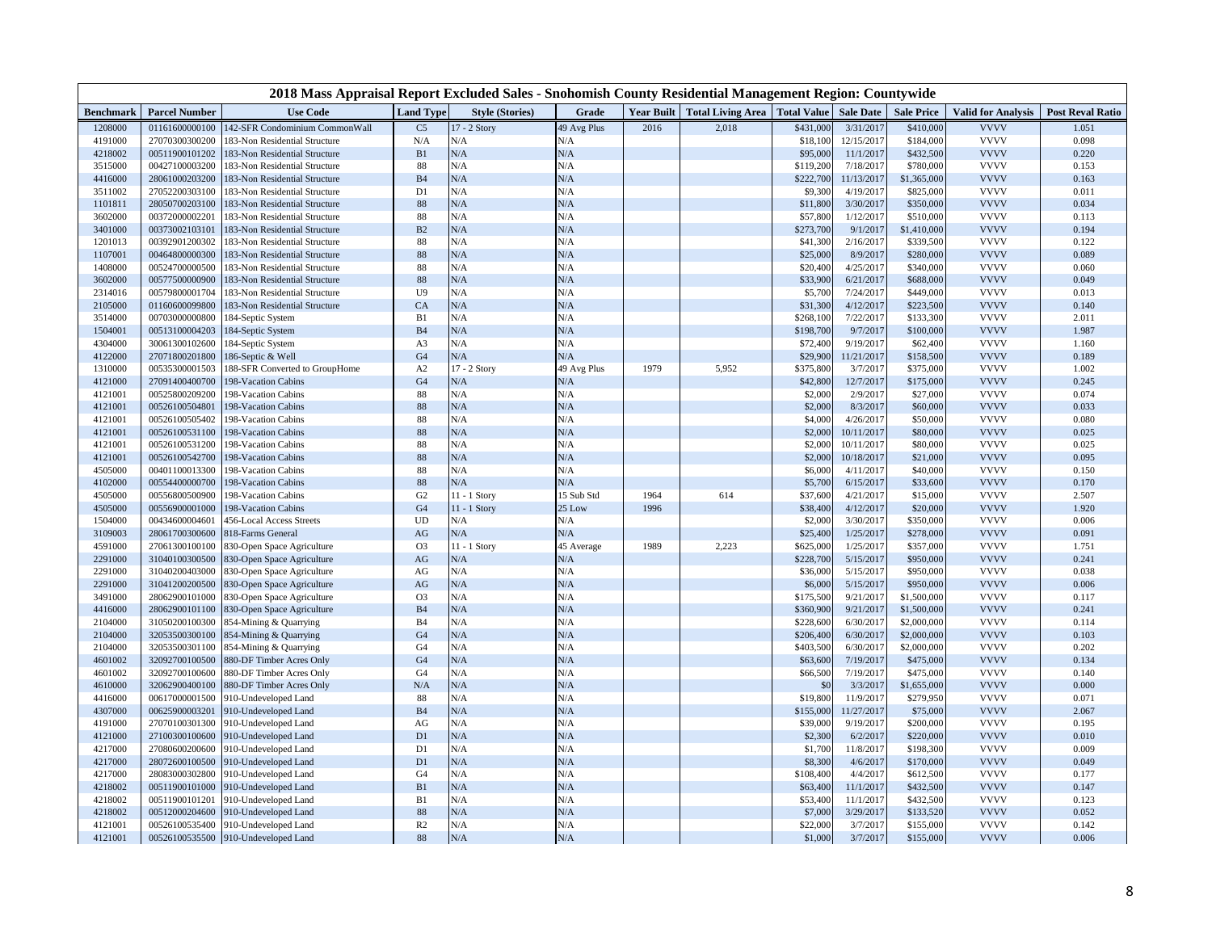# 2018 Mass Appraisal Report Excluded Sales - Snohomish County Residential Management Region: Countywide

| Benchmark | Parcel Number | Use Code | Land Type | Style (Stories) | Grade | Year Built | Total Living Area | Total Value | Sale Date | Sale Price | Valid for Analysis | Post Reval Ratio |
|---|---|---|---|---|---|---|---|---|---|---|---|---|
| 1208000 | 01161600000100 | 142-SFR Condominium CommonWall | C5 | 17 - 2 Story | 49 Avg Plus | 2016 | 2,018 | $431,000 | 3/31/2017 | $410,000 | VVVV | 1.051 |
| 4191000 | 27070300300200 | 183-Non Residential Structure | N/A | N/A | N/A | | | $18,100 | 12/15/2017 | $184,000 | VVVV | 0.098 |
| 4218002 | 00511900101202 | 183-Non Residential Structure | B1 | N/A | N/A | | | $95,000 | 11/1/2017 | $432,500 | VVVV | 0.220 |
| 3515000 | 00427100003200 | 183-Non Residential Structure | 88 | N/A | N/A | | | $119,200 | 7/18/2017 | $780,000 | VVVV | 0.153 |
| 4416000 | 28061000203200 | 183-Non Residential Structure | B4 | N/A | N/A | | | $222,700 | 11/13/2017 | $1,365,000 | VVVV | 0.163 |
| 3511002 | 27052200303100 | 183-Non Residential Structure | D1 | N/A | N/A | | | $9,300 | 4/19/2017 | $825,000 | VVVV | 0.011 |
| 1101811 | 28050700203100 | 183-Non Residential Structure | 88 | N/A | N/A | | | $11,800 | 3/30/2017 | $350,000 | VVVV | 0.034 |
| 3602000 | 00372000002201 | 183-Non Residential Structure | 88 | N/A | N/A | | | $57,800 | 1/12/2017 | $510,000 | VVVV | 0.113 |
| 3401000 | 00373002103101 | 183-Non Residential Structure | B2 | N/A | N/A | | | $273,700 | 9/1/2017 | $1,410,000 | VVVV | 0.194 |
| 1201013 | 00392901200302 | 183-Non Residential Structure | 88 | N/A | N/A | | | $41,300 | 2/16/2017 | $339,500 | VVVV | 0.122 |
| 1107001 | 00464800000300 | 183-Non Residential Structure | 88 | N/A | N/A | | | $25,000 | 8/9/2017 | $280,000 | VVVV | 0.089 |
| 1408000 | 00524700000500 | 183-Non Residential Structure | 88 | N/A | N/A | | | $20,400 | 4/25/2017 | $340,000 | VVVV | 0.060 |
| 3602000 | 00577500000900 | 183-Non Residential Structure | 88 | N/A | N/A | | | $33,900 | 6/21/2017 | $688,000 | VVVV | 0.049 |
| 2314016 | 00579800001704 | 183-Non Residential Structure | U9 | N/A | N/A | | | $5,700 | 7/24/2017 | $449,000 | VVVV | 0.013 |
| 2105000 | 01160600099800 | 183-Non Residential Structure | CA | N/A | N/A | | | $31,300 | 4/12/2017 | $223,500 | VVVV | 0.140 |
| 3514000 | 00703000000800 | 184-Septic System | B1 | N/A | N/A | | | $268,100 | 7/22/2017 | $133,300 | VVVV | 2.011 |
| 1504001 | 00513100004203 | 184-Septic System | B4 | N/A | N/A | | | $198,700 | 9/7/2017 | $100,000 | VVVV | 1.987 |
| 4304000 | 30061300102600 | 184-Septic System | A3 | N/A | N/A | | | $72,400 | 9/19/2017 | $62,400 | VVVV | 1.160 |
| 4122000 | 27071800201800 | 186-Septic & Well | G4 | N/A | N/A | | | $29,900 | 11/21/2017 | $158,500 | VVVV | 0.189 |
| 1310000 | 00535300001503 | 188-SFR Converted to GroupHome | A2 | 17 - 2 Story | 49 Avg Plus | 1979 | 5,952 | $375,800 | 3/7/2017 | $375,000 | VVVV | 1.002 |
| 4121000 | 27091400400700 | 198-Vacation Cabins | G4 | N/A | N/A | | | $42,800 | 12/7/2017 | $175,000 | VVVV | 0.245 |
| 4121001 | 00525800209200 | 198-Vacation Cabins | 88 | N/A | N/A | | | $2,000 | 2/9/2017 | $27,000 | VVVV | 0.074 |
| 4121001 | 00526100504801 | 198-Vacation Cabins | 88 | N/A | N/A | | | $2,000 | 8/3/2017 | $60,000 | VVVV | 0.033 |
| 4121001 | 00526100505402 | 198-Vacation Cabins | 88 | N/A | N/A | | | $4,000 | 4/26/2017 | $50,000 | VVVV | 0.080 |
| 4121001 | 00526100531100 | 198-Vacation Cabins | 88 | N/A | N/A | | | $2,000 | 10/11/2017 | $80,000 | VVVV | 0.025 |
| 4121001 | 00526100531200 | 198-Vacation Cabins | 88 | N/A | N/A | | | $2,000 | 10/11/2017 | $80,000 | VVVV | 0.025 |
| 4121001 | 00526100542700 | 198-Vacation Cabins | 88 | N/A | N/A | | | $2,000 | 10/18/2017 | $21,000 | VVVV | 0.095 |
| 4505000 | 00401100013300 | 198-Vacation Cabins | 88 | N/A | N/A | | | $6,000 | 4/11/2017 | $40,000 | VVVV | 0.150 |
| 4102000 | 00554400000700 | 198-Vacation Cabins | 88 | N/A | N/A | | | $5,700 | 6/15/2017 | $33,600 | VVVV | 0.170 |
| 4505000 | 00556800500900 | 198-Vacation Cabins | G2 | 11 - 1 Story | 15 Sub Std | 1964 | 614 | $37,600 | 4/21/2017 | $15,000 | VVVV | 2.507 |
| 4505000 | 00556900001000 | 198-Vacation Cabins | G4 | 11 - 1 Story | 25 Low | 1996 | | $38,400 | 4/12/2017 | $20,000 | VVVV | 1.920 |
| 1504000 | 00434600004601 | 456-Local Access Streets | UD | N/A | N/A | | | $2,000 | 3/30/2017 | $350,000 | VVVV | 0.006 |
| 3109003 | 28061700300600 | 818-Farms General | AG | N/A | N/A | | | $25,400 | 1/25/2017 | $278,000 | VVVV | 0.091 |
| 4591000 | 27061300100100 | 830-Open Space Agriculture | O3 | 11 - 1 Story | 45 Average | 1989 | 2,223 | $625,000 | 1/25/2017 | $357,000 | VVVV | 1.751 |
| 2291000 | 31040100300500 | 830-Open Space Agriculture | AG | N/A | N/A | | | $228,700 | 5/15/2017 | $950,000 | VVVV | 0.241 |
| 2291000 | 31040200403000 | 830-Open Space Agriculture | AG | N/A | N/A | | | $36,000 | 5/15/2017 | $950,000 | VVVV | 0.038 |
| 2291000 | 31041200200500 | 830-Open Space Agriculture | AG | N/A | N/A | | | $6,000 | 5/15/2017 | $950,000 | VVVV | 0.006 |
| 3491000 | 28062900101000 | 830-Open Space Agriculture | O3 | N/A | N/A | | | $175,500 | 9/21/2017 | $1,500,000 | VVVV | 0.117 |
| 4416000 | 28062900101100 | 830-Open Space Agriculture | B4 | N/A | N/A | | | $360,900 | 9/21/2017 | $1,500,000 | VVVV | 0.241 |
| 2104000 | 31050200100300 | 854-Mining & Quarrying | B4 | N/A | N/A | | | $228,600 | 6/30/2017 | $2,000,000 | VVVV | 0.114 |
| 2104000 | 32053500300100 | 854-Mining & Quarrying | G4 | N/A | N/A | | | $206,400 | 6/30/2017 | $2,000,000 | VVVV | 0.103 |
| 2104000 | 32053500301100 | 854-Mining & Quarrying | G4 | N/A | N/A | | | $403,500 | 6/30/2017 | $2,000,000 | VVVV | 0.202 |
| 4601002 | 32092700100500 | 880-DF Timber Acres Only | G4 | N/A | N/A | | | $63,600 | 7/19/2017 | $475,000 | VVVV | 0.134 |
| 4601002 | 32092700100600 | 880-DF Timber Acres Only | G4 | N/A | N/A | | | $66,500 | 7/19/2017 | $475,000 | VVVV | 0.140 |
| 4610000 | 32062900400100 | 880-DF Timber Acres Only | N/A | N/A | N/A | | | $0 | 3/3/2017 | $1,655,000 | VVVV | 0.000 |
| 4416000 | 00617000001500 | 910-Undeveloped Land | 88 | N/A | N/A | | | $19,800 | 11/9/2017 | $279,950 | VVVV | 0.071 |
| 4307000 | 00625900003201 | 910-Undeveloped Land | B4 | N/A | N/A | | | $155,000 | 11/27/2017 | $75,000 | VVVV | 2.067 |
| 4191000 | 27070100301300 | 910-Undeveloped Land | AG | N/A | N/A | | | $39,000 | 9/19/2017 | $200,000 | VVVV | 0.195 |
| 4121000 | 27100300100600 | 910-Undeveloped Land | D1 | N/A | N/A | | | $2,300 | 6/2/2017 | $220,000 | VVVV | 0.010 |
| 4217000 | 27080600200600 | 910-Undeveloped Land | D1 | N/A | N/A | | | $1,700 | 11/8/2017 | $198,300 | VVVV | 0.009 |
| 4217000 | 28072600100500 | 910-Undeveloped Land | D1 | N/A | N/A | | | $8,300 | 4/6/2017 | $170,000 | VVVV | 0.049 |
| 4217000 | 28083000302800 | 910-Undeveloped Land | G4 | N/A | N/A | | | $108,400 | 4/4/2017 | $612,500 | VVVV | 0.177 |
| 4218002 | 00511900101000 | 910-Undeveloped Land | B1 | N/A | N/A | | | $63,400 | 11/1/2017 | $432,500 | VVVV | 0.147 |
| 4218002 | 00511900101201 | 910-Undeveloped Land | B1 | N/A | N/A | | | $53,400 | 11/1/2017 | $432,500 | VVVV | 0.123 |
| 4218002 | 00512000204600 | 910-Undeveloped Land | 88 | N/A | N/A | | | $7,000 | 3/29/2017 | $133,520 | VVVV | 0.052 |
| 4121001 | 00526100535400 | 910-Undeveloped Land | R2 | N/A | N/A | | | $22,000 | 3/7/2017 | $155,000 | VVVV | 0.142 |
| 4121001 | 00526100535500 | 910-Undeveloped Land | 88 | N/A | N/A | | | $1,000 | 3/7/2017 | $155,000 | VVVV | 0.006 |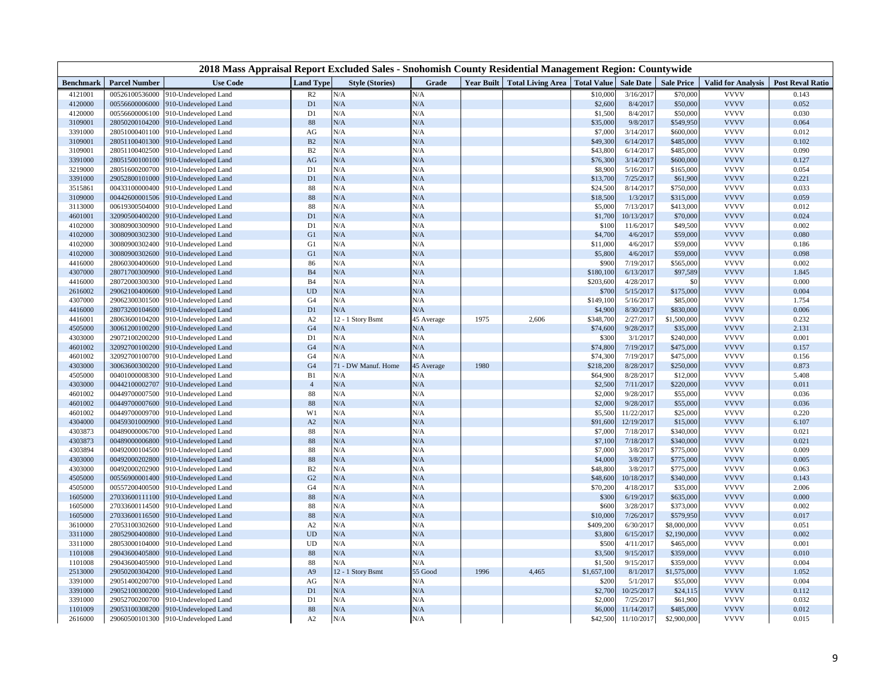## 2018 Mass Appraisal Report Excluded Sales - Snohomish County Residential Management Region: Countywide

| Benchmark | Parcel Number | Use Code | Land Type | Style (Stories) | Grade | Year Built | Total Living Area | Total Value | Sale Date | Sale Price | Valid for Analysis | Post Reval Ratio |
|---|---|---|---|---|---|---|---|---|---|---|---|---|
| 4121001 | 00526100536000 | 910-Undeveloped Land | R2 | N/A | N/A | | | $10,000 | 3/16/2017 | $70,000 | VVVV | 0.143 |
| 4120000 | 00556600006000 | 910-Undeveloped Land | D1 | N/A | N/A | | | $2,600 | 8/4/2017 | $50,000 | VVVV | 0.052 |
| 4120000 | 00556600006100 | 910-Undeveloped Land | D1 | N/A | N/A | | | $1,500 | 8/4/2017 | $50,000 | VVVV | 0.030 |
| 3109001 | 28050200104200 | 910-Undeveloped Land | 88 | N/A | N/A | | | $35,000 | 9/8/2017 | $549,950 | VVVV | 0.064 |
| 3391000 | 28051000401100 | 910-Undeveloped Land | AG | N/A | N/A | | | $7,000 | 3/14/2017 | $600,000 | VVVV | 0.012 |
| 3109001 | 28051100401300 | 910-Undeveloped Land | B2 | N/A | N/A | | | $49,300 | 6/14/2017 | $485,000 | VVVV | 0.102 |
| 3109001 | 28051100402500 | 910-Undeveloped Land | B2 | N/A | N/A | | | $43,800 | 6/14/2017 | $485,000 | VVVV | 0.090 |
| 3391000 | 28051500100100 | 910-Undeveloped Land | AG | N/A | N/A | | | $76,300 | 3/14/2017 | $600,000 | VVVV | 0.127 |
| 3219000 | 28051600200700 | 910-Undeveloped Land | D1 | N/A | N/A | | | $8,900 | 5/16/2017 | $165,000 | VVVV | 0.054 |
| 3391000 | 29052800101000 | 910-Undeveloped Land | D1 | N/A | N/A | | | $13,700 | 7/25/2017 | $61,900 | VVVV | 0.221 |
| 3515861 | 00433100000400 | 910-Undeveloped Land | 88 | N/A | N/A | | | $24,500 | 8/14/2017 | $750,000 | VVVV | 0.033 |
| 3109000 | 00442600001506 | 910-Undeveloped Land | 88 | N/A | N/A | | | $18,500 | 1/3/2017 | $315,000 | VVVV | 0.059 |
| 3113000 | 00619300504000 | 910-Undeveloped Land | 88 | N/A | N/A | | | $5,000 | 7/13/2017 | $413,000 | VVVV | 0.012 |
| 4601001 | 32090500400200 | 910-Undeveloped Land | D1 | N/A | N/A | | | $1,700 | 10/13/2017 | $70,000 | VVVV | 0.024 |
| 4102000 | 30080900300900 | 910-Undeveloped Land | D1 | N/A | N/A | | | $100 | 11/6/2017 | $49,500 | VVVV | 0.002 |
| 4102000 | 30080900302300 | 910-Undeveloped Land | G1 | N/A | N/A | | | $4,700 | 4/6/2017 | $59,000 | VVVV | 0.080 |
| 4102000 | 30080900302400 | 910-Undeveloped Land | G1 | N/A | N/A | | | $11,000 | 4/6/2017 | $59,000 | VVVV | 0.186 |
| 4102000 | 30080900302600 | 910-Undeveloped Land | G1 | N/A | N/A | | | $5,800 | 4/6/2017 | $59,000 | VVVV | 0.098 |
| 4416000 | 28060300400600 | 910-Undeveloped Land | 86 | N/A | N/A | | | $900 | 7/19/2017 | $565,000 | VVVV | 0.002 |
| 4307000 | 28071700300900 | 910-Undeveloped Land | B4 | N/A | N/A | | | $180,100 | 6/13/2017 | $97,589 | VVVV | 1.845 |
| 4416000 | 28072000300300 | 910-Undeveloped Land | B4 | N/A | N/A | | | $203,600 | 4/28/2017 | $0 | VVVV | 0.000 |
| 2616002 | 29062100400600 | 910-Undeveloped Land | UD | N/A | N/A | | | $700 | 5/15/2017 | $175,000 | VVVV | 0.004 |
| 4307000 | 29062300301500 | 910-Undeveloped Land | G4 | N/A | N/A | | | $149,100 | 5/16/2017 | $85,000 | VVVV | 1.754 |
| 4416000 | 28073200104600 | 910-Undeveloped Land | D1 | N/A | N/A | | | $4,900 | 8/30/2017 | $830,000 | VVVV | 0.006 |
| 4416001 | 28063600104200 | 910-Undeveloped Land | A2 | 12 - 1 Story Bsmt | 45 Average | 1975 | 2,606 | $348,700 | 2/27/2017 | $1,500,000 | VVVV | 0.232 |
| 4505000 | 30061200100200 | 910-Undeveloped Land | G4 | N/A | N/A | | | $74,600 | 9/28/2017 | $35,000 | VVVV | 2.131 |
| 4303000 | 29072100200200 | 910-Undeveloped Land | D1 | N/A | N/A | | | $300 | 3/1/2017 | $240,000 | VVVV | 0.001 |
| 4601002 | 32092700100200 | 910-Undeveloped Land | G4 | N/A | N/A | | | $74,800 | 7/19/2017 | $475,000 | VVVV | 0.157 |
| 4601002 | 32092700100700 | 910-Undeveloped Land | G4 | N/A | N/A | | | $74,300 | 7/19/2017 | $475,000 | VVVV | 0.156 |
| 4303000 | 30063600300200 | 910-Undeveloped Land | G4 | 71 - DW Manuf. Home | 45 Average | 1980 | | $218,200 | 8/28/2017 | $250,000 | VVVV | 0.873 |
| 4505000 | 00401000008300 | 910-Undeveloped Land | B1 | N/A | N/A | | | $64,900 | 8/28/2017 | $12,000 | VVVV | 5.408 |
| 4303000 | 00442100002707 | 910-Undeveloped Land | 4 | N/A | N/A | | | $2,500 | 7/11/2017 | $220,000 | VVVV | 0.011 |
| 4601002 | 00449700007500 | 910-Undeveloped Land | 88 | N/A | N/A | | | $2,000 | 9/28/2017 | $55,000 | VVVV | 0.036 |
| 4601002 | 00449700007600 | 910-Undeveloped Land | 88 | N/A | N/A | | | $2,000 | 9/28/2017 | $55,000 | VVVV | 0.036 |
| 4601002 | 00449700009700 | 910-Undeveloped Land | W1 | N/A | N/A | | | $5,500 | 11/22/2017 | $25,000 | VVVV | 0.220 |
| 4304000 | 00459301000900 | 910-Undeveloped Land | A2 | N/A | N/A | | | $91,600 | 12/19/2017 | $15,000 | VVVV | 6.107 |
| 4303873 | 00489000006700 | 910-Undeveloped Land | 88 | N/A | N/A | | | $7,000 | 7/18/2017 | $340,000 | VVVV | 0.021 |
| 4303873 | 00489000006800 | 910-Undeveloped Land | 88 | N/A | N/A | | | $7,100 | 7/18/2017 | $340,000 | VVVV | 0.021 |
| 4303894 | 00492000104500 | 910-Undeveloped Land | 88 | N/A | N/A | | | $7,000 | 3/8/2017 | $775,000 | VVVV | 0.009 |
| 4303000 | 00492000202800 | 910-Undeveloped Land | 88 | N/A | N/A | | | $4,000 | 3/8/2017 | $775,000 | VVVV | 0.005 |
| 4303000 | 00492000202900 | 910-Undeveloped Land | B2 | N/A | N/A | | | $48,800 | 3/8/2017 | $775,000 | VVVV | 0.063 |
| 4505000 | 00556900001400 | 910-Undeveloped Land | G2 | N/A | N/A | | | $48,600 | 10/18/2017 | $340,000 | VVVV | 0.143 |
| 4505000 | 00557200400500 | 910-Undeveloped Land | G4 | N/A | N/A | | | $70,200 | 4/18/2017 | $35,000 | VVVV | 2.006 |
| 1605000 | 27033600111100 | 910-Undeveloped Land | 88 | N/A | N/A | | | $300 | 6/19/2017 | $635,000 | VVVV | 0.000 |
| 1605000 | 27033600114500 | 910-Undeveloped Land | 88 | N/A | N/A | | | $600 | 3/28/2017 | $373,000 | VVVV | 0.002 |
| 1605000 | 27033600116500 | 910-Undeveloped Land | 88 | N/A | N/A | | | $10,000 | 7/26/2017 | $579,950 | VVVV | 0.017 |
| 3610000 | 27053100302600 | 910-Undeveloped Land | A2 | N/A | N/A | | | $409,200 | 6/30/2017 | $8,000,000 | VVVV | 0.051 |
| 3311000 | 28052900400800 | 910-Undeveloped Land | UD | N/A | N/A | | | $3,800 | 6/15/2017 | $2,190,000 | VVVV | 0.002 |
| 3311000 | 28053000104000 | 910-Undeveloped Land | UD | N/A | N/A | | | $500 | 4/11/2017 | $465,000 | VVVV | 0.001 |
| 1101008 | 29043600405800 | 910-Undeveloped Land | 88 | N/A | N/A | | | $3,500 | 9/15/2017 | $359,000 | VVVV | 0.010 |
| 1101008 | 29043600405900 | 910-Undeveloped Land | 88 | N/A | N/A | | | $1,500 | 9/15/2017 | $359,000 | VVVV | 0.004 |
| 2513000 | 29050200304200 | 910-Undeveloped Land | A9 | 12 - 1 Story Bsmt | 55 Good | 1996 | 4,465 | $1,657,100 | 8/1/2017 | $1,575,000 | VVVV | 1.052 |
| 3391000 | 29051400200700 | 910-Undeveloped Land | AG | N/A | N/A | | | $200 | 5/1/2017 | $55,000 | VVVV | 0.004 |
| 3391000 | 29052100300200 | 910-Undeveloped Land | D1 | N/A | N/A | | | $2,700 | 10/25/2017 | $24,115 | VVVV | 0.112 |
| 3391000 | 29052700200700 | 910-Undeveloped Land | D1 | N/A | N/A | | | $2,000 | 7/25/2017 | $61,900 | VVVV | 0.032 |
| 1101009 | 29053100308200 | 910-Undeveloped Land | 88 | N/A | N/A | | | $6,000 | 11/14/2017 | $485,000 | VVVV | 0.012 |
| 2616000 | 29060500101300 | 910-Undeveloped Land | A2 | N/A | N/A | | | $42,500 | 11/10/2017 | $2,900,000 | VVVV | 0.015 |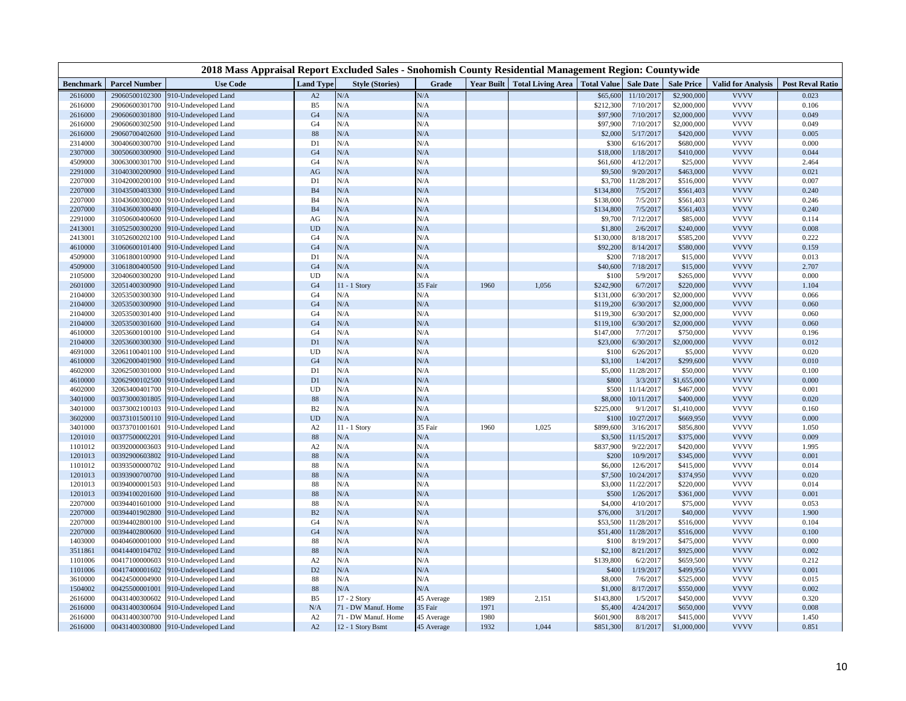# 2018 Mass Appraisal Report Excluded Sales - Snohomish County Residential Management Region: Countywide

| Benchmark | Parcel Number | Use Code | Land Type | Style (Stories) | Grade | Year Built | Total Living Area | Total Value | Sale Date | Sale Price | Valid for Analysis | Post Reval Ratio |
|---|---|---|---|---|---|---|---|---|---|---|---|---|
| 2616000 | 29060500102300 | 910-Undeveloped Land | A2 | N/A | N/A | | | $65,600 | 11/10/2017 | $2,900,000 | VVVV | 0.023 |
| 2616000 | 29060600301700 | 910-Undeveloped Land | B5 | N/A | N/A | | | $212,300 | 7/10/2017 | $2,000,000 | VVVV | 0.106 |
| 2616000 | 29060600301800 | 910-Undeveloped Land | G4 | N/A | N/A | | | $97,900 | 7/10/2017 | $2,000,000 | VVVV | 0.049 |
| 2616000 | 29060600302500 | 910-Undeveloped Land | G4 | N/A | N/A | | | $97,900 | 7/10/2017 | $2,000,000 | VVVV | 0.049 |
| 2616000 | 29060700402600 | 910-Undeveloped Land | 88 | N/A | N/A | | | $2,000 | 5/17/2017 | $420,000 | VVVV | 0.005 |
| 2314000 | 30040600300700 | 910-Undeveloped Land | D1 | N/A | N/A | | | $300 | 6/16/2017 | $680,000 | VVVV | 0.000 |
| 2307000 | 30050600300900 | 910-Undeveloped Land | G4 | N/A | N/A | | | $18,000 | 1/18/2017 | $410,000 | VVVV | 0.044 |
| 4509000 | 30063000301700 | 910-Undeveloped Land | G4 | N/A | N/A | | | $61,600 | 4/12/2017 | $25,000 | VVVV | 2.464 |
| 2291000 | 31040300200900 | 910-Undeveloped Land | AG | N/A | N/A | | | $9,500 | 9/20/2017 | $463,000 | VVVV | 0.021 |
| 2207000 | 31042000200100 | 910-Undeveloped Land | D1 | N/A | N/A | | | $3,700 | 11/28/2017 | $516,000 | VVVV | 0.007 |
| 2207000 | 31043500403300 | 910-Undeveloped Land | B4 | N/A | N/A | | | $134,800 | 7/5/2017 | $561,403 | VVVV | 0.240 |
| 2207000 | 31043600300200 | 910-Undeveloped Land | B4 | N/A | N/A | | | $138,000 | 7/5/2017 | $561,403 | VVVV | 0.246 |
| 2207000 | 31043600300400 | 910-Undeveloped Land | B4 | N/A | N/A | | | $134,800 | 7/5/2017 | $561,403 | VVVV | 0.240 |
| 2291000 | 31050600400600 | 910-Undeveloped Land | AG | N/A | N/A | | | $9,700 | 7/12/2017 | $85,000 | VVVV | 0.114 |
| 2413001 | 31052500300200 | 910-Undeveloped Land | UD | N/A | N/A | | | $1,800 | 2/6/2017 | $240,000 | VVVV | 0.008 |
| 2413001 | 31052600202100 | 910-Undeveloped Land | G4 | N/A | N/A | | | $130,000 | 8/18/2017 | $585,200 | VVVV | 0.222 |
| 4610000 | 31060600101400 | 910-Undeveloped Land | G4 | N/A | N/A | | | $92,200 | 8/14/2017 | $580,000 | VVVV | 0.159 |
| 4509000 | 31061800100900 | 910-Undeveloped Land | D1 | N/A | N/A | | | $200 | 7/18/2017 | $15,000 | VVVV | 0.013 |
| 4509000 | 31061800400500 | 910-Undeveloped Land | G4 | N/A | N/A | | | $40,600 | 7/18/2017 | $15,000 | VVVV | 2.707 |
| 2105000 | 32040600300200 | 910-Undeveloped Land | UD | N/A | N/A | | | $100 | 5/9/2017 | $265,000 | VVVV | 0.000 |
| 2601000 | 32051400300900 | 910-Undeveloped Land | G4 | 11 - 1 Story | 35 Fair | 1960 | 1,056 | $242,900 | 6/7/2017 | $220,000 | VVVV | 1.104 |
| 2104000 | 32053500300300 | 910-Undeveloped Land | G4 | N/A | N/A | | | $131,000 | 6/30/2017 | $2,000,000 | VVVV | 0.066 |
| 2104000 | 32053500300900 | 910-Undeveloped Land | G4 | N/A | N/A | | | $119,200 | 6/30/2017 | $2,000,000 | VVVV | 0.060 |
| 2104000 | 32053500301400 | 910-Undeveloped Land | G4 | N/A | N/A | | | $119,300 | 6/30/2017 | $2,000,000 | VVVV | 0.060 |
| 2104000 | 32053500301600 | 910-Undeveloped Land | G4 | N/A | N/A | | | $119,100 | 6/30/2017 | $2,000,000 | VVVV | 0.060 |
| 4610000 | 32053600100100 | 910-Undeveloped Land | G4 | N/A | N/A | | | $147,000 | 7/7/2017 | $750,000 | VVVV | 0.196 |
| 2104000 | 32053600300300 | 910-Undeveloped Land | D1 | N/A | N/A | | | $23,000 | 6/30/2017 | $2,000,000 | VVVV | 0.012 |
| 4691000 | 32061100401100 | 910-Undeveloped Land | UD | N/A | N/A | | | $100 | 6/26/2017 | $5,000 | VVVV | 0.020 |
| 4610000 | 32062000401900 | 910-Undeveloped Land | G4 | N/A | N/A | | | $3,100 | 1/4/2017 | $299,600 | VVVV | 0.010 |
| 4602000 | 32062500301000 | 910-Undeveloped Land | D1 | N/A | N/A | | | $5,000 | 11/28/2017 | $50,000 | VVVV | 0.100 |
| 4610000 | 32062900102500 | 910-Undeveloped Land | D1 | N/A | N/A | | | $800 | 3/3/2017 | $1,655,000 | VVVV | 0.000 |
| 4602000 | 32063400401700 | 910-Undeveloped Land | UD | N/A | N/A | | | $500 | 11/14/2017 | $467,000 | VVVV | 0.001 |
| 3401000 | 00373000301805 | 910-Undeveloped Land | 88 | N/A | N/A | | | $8,000 | 10/11/2017 | $400,000 | VVVV | 0.020 |
| 3401000 | 00373002100103 | 910-Undeveloped Land | B2 | N/A | N/A | | | $225,000 | 9/1/2017 | $1,410,000 | VVVV | 0.160 |
| 3602000 | 00373101500110 | 910-Undeveloped Land | UD | N/A | N/A | | | $100 | 10/27/2017 | $669,950 | VVVV | 0.000 |
| 3401000 | 00373701001601 | 910-Undeveloped Land | A2 | 11 - 1 Story | 35 Fair | 1960 | 1,025 | $899,600 | 3/16/2017 | $856,800 | VVVV | 1.050 |
| 1201010 | 00377500022201 | 910-Undeveloped Land | 88 | N/A | N/A | | | $3,500 | 11/15/2017 | $375,000 | VVVV | 0.009 |
| 1101012 | 00392000003603 | 910-Undeveloped Land | A2 | N/A | N/A | | | $837,900 | 9/22/2017 | $420,000 | VVVV | 1.995 |
| 1201013 | 00392900603802 | 910-Undeveloped Land | 88 | N/A | N/A | | | $200 | 10/9/2017 | $345,000 | VVVV | 0.001 |
| 1101012 | 00393500000702 | 910-Undeveloped Land | 88 | N/A | N/A | | | $6,000 | 12/6/2017 | $415,000 | VVVV | 0.014 |
| 1201013 | 00393900700700 | 910-Undeveloped Land | 88 | N/A | N/A | | | $7,500 | 10/24/2017 | $374,950 | VVVV | 0.020 |
| 1201013 | 00394000001503 | 910-Undeveloped Land | 88 | N/A | N/A | | | $3,000 | 11/22/2017 | $220,000 | VVVV | 0.014 |
| 1201013 | 00394100201600 | 910-Undeveloped Land | 88 | N/A | N/A | | | $500 | 1/26/2017 | $361,000 | VVVV | 0.001 |
| 2207000 | 00394401601000 | 910-Undeveloped Land | 88 | N/A | N/A | | | $4,000 | 4/10/2017 | $75,000 | VVVV | 0.053 |
| 2207000 | 00394401902800 | 910-Undeveloped Land | B2 | N/A | N/A | | | $76,000 | 3/1/2017 | $40,000 | VVVV | 1.900 |
| 2207000 | 00394402800100 | 910-Undeveloped Land | G4 | N/A | N/A | | | $53,500 | 11/28/2017 | $516,000 | VVVV | 0.104 |
| 2207000 | 00394402800600 | 910-Undeveloped Land | G4 | N/A | N/A | | | $51,400 | 11/28/2017 | $516,000 | VVVV | 0.100 |
| 1403000 | 00404600001000 | 910-Undeveloped Land | 88 | N/A | N/A | | | $100 | 8/19/2017 | $475,000 | VVVV | 0.000 |
| 3511861 | 00414400104702 | 910-Undeveloped Land | 88 | N/A | N/A | | | $2,100 | 8/21/2017 | $925,000 | VVVV | 0.002 |
| 1101006 | 00417100000603 | 910-Undeveloped Land | A2 | N/A | N/A | | | $139,800 | 6/2/2017 | $659,500 | VVVV | 0.212 |
| 1101006 | 00417400001602 | 910-Undeveloped Land | D2 | N/A | N/A | | | $400 | 1/19/2017 | $499,950 | VVVV | 0.001 |
| 3610000 | 00424500004900 | 910-Undeveloped Land | 88 | N/A | N/A | | | $8,000 | 7/6/2017 | $525,000 | VVVV | 0.015 |
| 1504002 | 00425500001001 | 910-Undeveloped Land | 88 | N/A | N/A | | | $1,000 | 8/17/2017 | $550,000 | VVVV | 0.002 |
| 2616000 | 00431400300602 | 910-Undeveloped Land | B5 | 17 - 2 Story | 45 Average | 1989 | 2,151 | $143,800 | 1/5/2017 | $450,000 | VVVV | 0.320 |
| 2616000 | 00431400300604 | 910-Undeveloped Land | N/A | 71 - DW Manuf. Home | 35 Fair | 1971 | | $5,400 | 4/24/2017 | $650,000 | VVVV | 0.008 |
| 2616000 | 00431400300700 | 910-Undeveloped Land | A2 | 71 - DW Manuf. Home | 45 Average | 1980 | | $601,900 | 8/8/2017 | $415,000 | VVVV | 1.450 |
| 2616000 | 00431400300800 | 910-Undeveloped Land | A2 | 12 - 1 Story Bsmt | 45 Average | 1932 | 1,044 | $851,300 | 8/1/2017 | $1,000,000 | VVVV | 0.851 |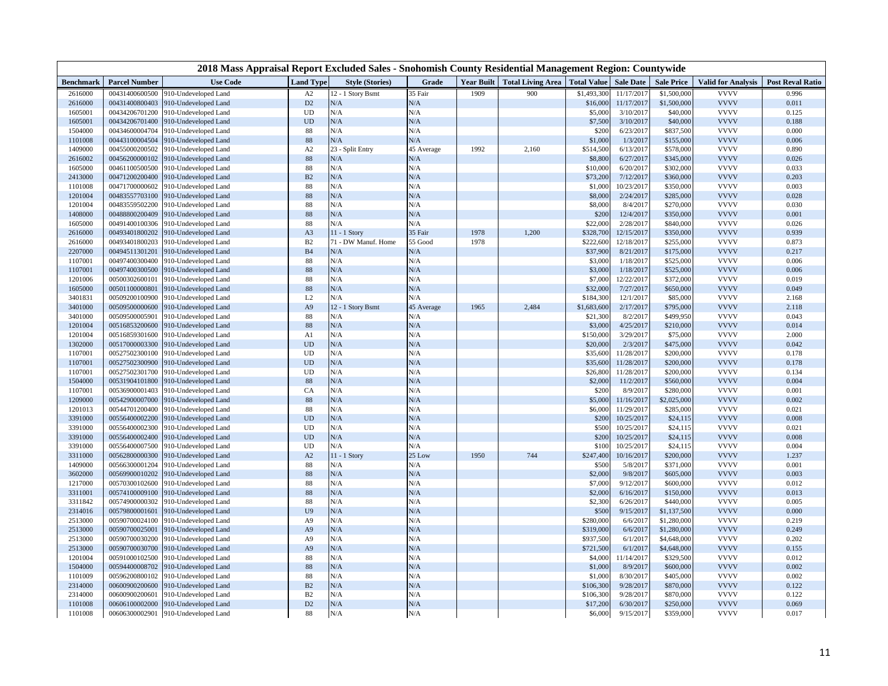# 2018 Mass Appraisal Report Excluded Sales - Snohomish County Residential Management Region: Countywide

| Benchmark | Parcel Number | Use Code | Land Type | Style (Stories) | Grade | Year Built | Total Living Area | Total Value | Sale Date | Sale Price | Valid for Analysis | Post Reval Ratio |
|---|---|---|---|---|---|---|---|---|---|---|---|---|
| 2616000 | 00431400600500 | 910-Undeveloped Land | A2 | 12 - 1 Story Bsmt | 35 Fair | 1909 | 900 | $1,493,300 | 11/17/2017 | $1,500,000 | VVVV | 0.996 |
| 2616000 | 00431400800403 | 910-Undeveloped Land | D2 | N/A | N/A | | | $16,000 | 11/17/2017 | $1,500,000 | VVVV | 0.011 |
| 1605001 | 00434206701200 | 910-Undeveloped Land | UD | N/A | N/A | | | $5,000 | 3/10/2017 | $40,000 | VVVV | 0.125 |
| 1605001 | 00434206701400 | 910-Undeveloped Land | UD | N/A | N/A | | | $7,500 | 3/10/2017 | $40,000 | VVVV | 0.188 |
| 1504000 | 00434600004704 | 910-Undeveloped Land | 88 | N/A | N/A | | | $200 | 6/23/2017 | $837,500 | VVVV | 0.000 |
| 1101008 | 00443100004504 | 910-Undeveloped Land | 88 | N/A | N/A | | | $1,000 | 1/3/2017 | $155,000 | VVVV | 0.006 |
| 1409000 | 00455000200502 | 910-Undeveloped Land | A2 | 23 - Split Entry | 45 Average | 1992 | 2,160 | $514,500 | 6/13/2017 | $578,000 | VVVV | 0.890 |
| 2616002 | 00456200000102 | 910-Undeveloped Land | 88 | N/A | N/A | | | $8,800 | 6/27/2017 | $345,000 | VVVV | 0.026 |
| 1605000 | 00461100500500 | 910-Undeveloped Land | 88 | N/A | N/A | | | $10,000 | 6/20/2017 | $302,000 | VVVV | 0.033 |
| 2413000 | 00471200200400 | 910-Undeveloped Land | B2 | N/A | N/A | | | $73,200 | 7/12/2017 | $360,000 | VVVV | 0.203 |
| 1101008 | 00471700000602 | 910-Undeveloped Land | 88 | N/A | N/A | | | $1,000 | 10/23/2017 | $350,000 | VVVV | 0.003 |
| 1201004 | 00483557703100 | 910-Undeveloped Land | 88 | N/A | N/A | | | $8,000 | 2/24/2017 | $285,000 | VVVV | 0.028 |
| 1201004 | 00483559502200 | 910-Undeveloped Land | 88 | N/A | N/A | | | $8,000 | 8/4/2017 | $270,000 | VVVV | 0.030 |
| 1408000 | 00488800200409 | 910-Undeveloped Land | 88 | N/A | N/A | | | $200 | 12/4/2017 | $350,000 | VVVV | 0.001 |
| 1605000 | 00491400100306 | 910-Undeveloped Land | 88 | N/A | N/A | | | $22,000 | 2/28/2017 | $840,000 | VVVV | 0.026 |
| 2616000 | 00493401800202 | 910-Undeveloped Land | A3 | 11 - 1 Story | 35 Fair | 1978 | 1,200 | $328,700 | 12/15/2017 | $350,000 | VVVV | 0.939 |
| 2616000 | 00493401800203 | 910-Undeveloped Land | B2 | 71 - DW Manuf. Home | 55 Good | 1978 | | $222,600 | 12/18/2017 | $255,000 | VVVV | 0.873 |
| 2207000 | 00494511301201 | 910-Undeveloped Land | B4 | N/A | N/A | | | $37,900 | 8/21/2017 | $175,000 | VVVV | 0.217 |
| 1107001 | 00497400300400 | 910-Undeveloped Land | 88 | N/A | N/A | | | $3,000 | 1/18/2017 | $525,000 | VVVV | 0.006 |
| 1107001 | 00497400300500 | 910-Undeveloped Land | 88 | N/A | N/A | | | $3,000 | 1/18/2017 | $525,000 | VVVV | 0.006 |
| 1201006 | 00500302600101 | 910-Undeveloped Land | 88 | N/A | N/A | | | $7,000 | 12/22/2017 | $372,000 | VVVV | 0.019 |
| 1605000 | 00501100000801 | 910-Undeveloped Land | 88 | N/A | N/A | | | $32,000 | 7/27/2017 | $650,000 | VVVV | 0.049 |
| 3401831 | 00509200100900 | 910-Undeveloped Land | L2 | N/A | N/A | | | $184,300 | 12/1/2017 | $85,000 | VVVV | 2.168 |
| 3401000 | 00509500000600 | 910-Undeveloped Land | A9 | 12 - 1 Story Bsmt | 45 Average | 1965 | 2,484 | $1,683,600 | 2/17/2017 | $795,000 | VVVV | 2.118 |
| 3401000 | 00509500005901 | 910-Undeveloped Land | 88 | N/A | N/A | | | $21,300 | 8/2/2017 | $499,950 | VVVV | 0.043 |
| 1201004 | 00516853200600 | 910-Undeveloped Land | 88 | N/A | N/A | | | $3,000 | 4/25/2017 | $210,000 | VVVV | 0.014 |
| 1201004 | 00516859301600 | 910-Undeveloped Land | A1 | N/A | N/A | | | $150,000 | 3/29/2017 | $75,000 | VVVV | 2.000 |
| 1302000 | 00517000003300 | 910-Undeveloped Land | UD | N/A | N/A | | | $20,000 | 2/3/2017 | $475,000 | VVVV | 0.042 |
| 1107001 | 00527502300100 | 910-Undeveloped Land | UD | N/A | N/A | | | $35,600 | 11/28/2017 | $200,000 | VVVV | 0.178 |
| 1107001 | 00527502300900 | 910-Undeveloped Land | UD | N/A | N/A | | | $35,600 | 11/28/2017 | $200,000 | VVVV | 0.178 |
| 1107001 | 00527502301700 | 910-Undeveloped Land | UD | N/A | N/A | | | $26,800 | 11/28/2017 | $200,000 | VVVV | 0.134 |
| 1504000 | 00531904101800 | 910-Undeveloped Land | 88 | N/A | N/A | | | $2,000 | 11/2/2017 | $560,000 | VVVV | 0.004 |
| 1107001 | 00536900001403 | 910-Undeveloped Land | CA | N/A | N/A | | | $200 | 8/9/2017 | $280,000 | VVVV | 0.001 |
| 1209000 | 00542900007000 | 910-Undeveloped Land | 88 | N/A | N/A | | | $5,000 | 11/16/2017 | $2,025,000 | VVVV | 0.002 |
| 1201013 | 00544701200400 | 910-Undeveloped Land | 88 | N/A | N/A | | | $6,000 | 11/29/2017 | $285,000 | VVVV | 0.021 |
| 3391000 | 00556400022200 | 910-Undeveloped Land | UD | N/A | N/A | | | $200 | 10/25/2017 | $24,115 | VVVV | 0.008 |
| 3391000 | 00556400022300 | 910-Undeveloped Land | UD | N/A | N/A | | | $500 | 10/25/2017 | $24,115 | VVVV | 0.021 |
| 3391000 | 00556400022400 | 910-Undeveloped Land | UD | N/A | N/A | | | $200 | 10/25/2017 | $24,115 | VVVV | 0.008 |
| 3391000 | 00556400027500 | 910-Undeveloped Land | UD | N/A | N/A | | | $100 | 10/25/2017 | $24,115 | VVVV | 0.004 |
| 3311000 | 00562800000300 | 910-Undeveloped Land | A2 | 11 - 1 Story | 25 Low | 1950 | 744 | $247,400 | 10/16/2017 | $200,000 | VVVV | 1.237 |
| 1409000 | 00566300001204 | 910-Undeveloped Land | 88 | N/A | N/A | | | $500 | 5/8/2017 | $371,000 | VVVV | 0.001 |
| 3602000 | 00569900010202 | 910-Undeveloped Land | 88 | N/A | N/A | | | $2,000 | 9/8/2017 | $605,000 | VVVV | 0.003 |
| 1217000 | 00570300102600 | 910-Undeveloped Land | 88 | N/A | N/A | | | $7,000 | 9/12/2017 | $600,000 | VVVV | 0.012 |
| 3311001 | 00574100009100 | 910-Undeveloped Land | 88 | N/A | N/A | | | $2,000 | 6/16/2017 | $150,000 | VVVV | 0.013 |
| 3311842 | 00574900003302 | 910-Undeveloped Land | 88 | N/A | N/A | | | $2,300 | 6/26/2017 | $440,000 | VVVV | 0.005 |
| 2314016 | 00579800001601 | 910-Undeveloped Land | U9 | N/A | N/A | | | $500 | 9/15/2017 | $1,137,500 | VVVV | 0.000 |
| 2513000 | 00590700024100 | 910-Undeveloped Land | A9 | N/A | N/A | | | $280,000 | 6/6/2017 | $1,280,000 | VVVV | 0.219 |
| 2513000 | 00590700025001 | 910-Undeveloped Land | A9 | N/A | N/A | | | $319,000 | 6/6/2017 | $1,280,000 | VVVV | 0.249 |
| 2513000 | 00590700030200 | 910-Undeveloped Land | A9 | N/A | N/A | | | $937,500 | 6/1/2017 | $4,648,000 | VVVV | 0.202 |
| 2513000 | 00590700030700 | 910-Undeveloped Land | A9 | N/A | N/A | | | $721,500 | 6/1/2017 | $4,648,000 | VVVV | 0.155 |
| 1201004 | 00591000102500 | 910-Undeveloped Land | 88 | N/A | N/A | | | $4,000 | 11/14/2017 | $329,500 | VVVV | 0.012 |
| 1504000 | 00594400008702 | 910-Undeveloped Land | 88 | N/A | N/A | | | $1,000 | 8/9/2017 | $600,000 | VVVV | 0.002 |
| 1101009 | 00596200800102 | 910-Undeveloped Land | 88 | N/A | N/A | | | $1,000 | 8/30/2017 | $405,000 | VVVV | 0.002 |
| 2314000 | 00600900200600 | 910-Undeveloped Land | B2 | N/A | N/A | | | $106,300 | 9/28/2017 | $870,000 | VVVV | 0.122 |
| 2314000 | 00600900200601 | 910-Undeveloped Land | B2 | N/A | N/A | | | $106,300 | 9/28/2017 | $870,000 | VVVV | 0.122 |
| 1101008 | 00606100002000 | 910-Undeveloped Land | D2 | N/A | N/A | | | $17,200 | 6/30/2017 | $250,000 | VVVV | 0.069 |
| 1101008 | 00606300002901 | 910-Undeveloped Land | 88 | N/A | N/A | | | $6,000 | 9/15/2017 | $359,000 | VVVV | 0.017 |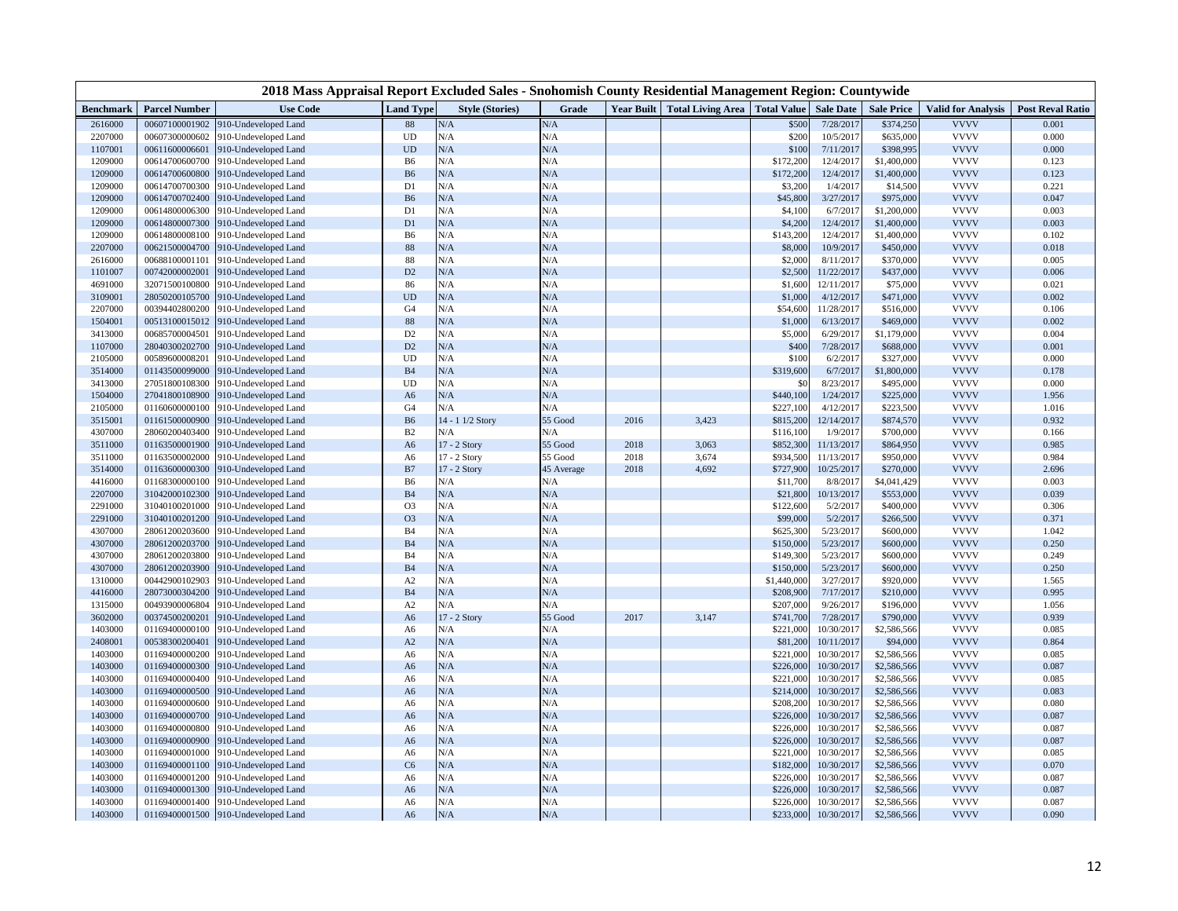# 2018 Mass Appraisal Report Excluded Sales - Snohomish County Residential Management Region: Countywide

| Benchmark | Parcel Number | Use Code | Land Type | Style (Stories) | Grade | Year Built | Total Living Area | Total Value | Sale Date | Sale Price | Valid for Analysis | Post Reval Ratio |
|---|---|---|---|---|---|---|---|---|---|---|---|---|
| 2616000 | 00607100001902 | 910-Undeveloped Land | 88 | N/A | N/A | | | $500 | 7/28/2017 | $374,250 | VVVV | 0.001 |
| 2207000 | 00607300006602 | 910-Undeveloped Land | UD | N/A | N/A | | | $200 | 10/5/2017 | $635,000 | VVVV | 0.000 |
| 1107001 | 00611600006601 | 910-Undeveloped Land | UD | N/A | N/A | | | $100 | 7/11/2017 | $398,995 | VVVV | 0.000 |
| 1209000 | 00614700600700 | 910-Undeveloped Land | B6 | N/A | N/A | | | $172,200 | 12/4/2017 | $1,400,000 | VVVV | 0.123 |
| 1209000 | 00614700600800 | 910-Undeveloped Land | B6 | N/A | N/A | | | $172,200 | 12/4/2017 | $1,400,000 | VVVV | 0.123 |
| 1209000 | 00614700700300 | 910-Undeveloped Land | D1 | N/A | N/A | | | $3,200 | 1/4/2017 | $14,500 | VVVV | 0.221 |
| 1209000 | 00614700702400 | 910-Undeveloped Land | B6 | N/A | N/A | | | $45,800 | 3/27/2017 | $975,000 | VVVV | 0.047 |
| 1209000 | 00614800006300 | 910-Undeveloped Land | D1 | N/A | N/A | | | $4,100 | 6/7/2017 | $1,200,000 | VVVV | 0.003 |
| 1209000 | 00614800007300 | 910-Undeveloped Land | D1 | N/A | N/A | | | $4,200 | 12/4/2017 | $1,400,000 | VVVV | 0.003 |
| 1209000 | 00614800008100 | 910-Undeveloped Land | B6 | N/A | N/A | | | $143,200 | 12/4/2017 | $1,400,000 | VVVV | 0.102 |
| 2207000 | 00621500004700 | 910-Undeveloped Land | 88 | N/A | N/A | | | $8,000 | 10/9/2017 | $450,000 | VVVV | 0.018 |
| 2616000 | 00688100001101 | 910-Undeveloped Land | 88 | N/A | N/A | | | $2,000 | 8/11/2017 | $370,000 | VVVV | 0.005 |
| 1101007 | 00742000002001 | 910-Undeveloped Land | D2 | N/A | N/A | | | $2,500 | 11/22/2017 | $437,000 | VVVV | 0.006 |
| 4691000 | 32071500100800 | 910-Undeveloped Land | 86 | N/A | N/A | | | $1,600 | 12/11/2017 | $75,000 | VVVV | 0.021 |
| 3109001 | 28050200105700 | 910-Undeveloped Land | UD | N/A | N/A | | | $1,000 | 4/12/2017 | $471,000 | VVVV | 0.002 |
| 2207000 | 00394402800200 | 910-Undeveloped Land | G4 | N/A | N/A | | | $54,600 | 11/28/2017 | $516,000 | VVVV | 0.106 |
| 1504001 | 00513100015012 | 910-Undeveloped Land | 88 | N/A | N/A | | | $1,000 | 6/13/2017 | $469,000 | VVVV | 0.002 |
| 3413000 | 00685700004501 | 910-Undeveloped Land | D2 | N/A | N/A | | | $5,000 | 6/29/2017 | $1,179,000 | VVVV | 0.004 |
| 1107000 | 28040300202700 | 910-Undeveloped Land | D2 | N/A | N/A | | | $400 | 7/28/2017 | $688,000 | VVVV | 0.001 |
| 2105000 | 00589600008201 | 910-Undeveloped Land | UD | N/A | N/A | | | $100 | 6/2/2017 | $327,000 | VVVV | 0.000 |
| 3514000 | 01143500099000 | 910-Undeveloped Land | B4 | N/A | N/A | | | $319,600 | 6/7/2017 | $1,800,000 | VVVV | 0.178 |
| 3413000 | 27051800108300 | 910-Undeveloped Land | UD | N/A | N/A | | | $0 | 8/23/2017 | $495,000 | VVVV | 0.000 |
| 1504000 | 27041800108900 | 910-Undeveloped Land | A6 | N/A | N/A | | | $440,100 | 1/24/2017 | $225,000 | VVVV | 1.956 |
| 2105000 | 01160600000100 | 910-Undeveloped Land | G4 | N/A | N/A | | | $227,100 | 4/12/2017 | $223,500 | VVVV | 1.016 |
| 3515001 | 01161500000900 | 910-Undeveloped Land | B6 | 14 - 1 1/2 Story | 55 Good | 2016 | 3,423 | $815,200 | 12/14/2017 | $874,570 | VVVV | 0.932 |
| 4307000 | 28060200403400 | 910-Undeveloped Land | B2 | N/A | N/A | | | $116,100 | 1/9/2017 | $700,000 | VVVV | 0.166 |
| 3511000 | 01163500001900 | 910-Undeveloped Land | A6 | 17 - 2 Story | 55 Good | 2018 | 3,063 | $852,300 | 11/13/2017 | $864,950 | VVVV | 0.985 |
| 3511000 | 01163500002000 | 910-Undeveloped Land | A6 | 17 - 2 Story | 55 Good | 2018 | 3,674 | $934,500 | 11/13/2017 | $950,000 | VVVV | 0.984 |
| 3514000 | 01163600000300 | 910-Undeveloped Land | B7 | 17 - 2 Story | 45 Average | 2018 | 4,692 | $727,900 | 10/25/2017 | $270,000 | VVVV | 2.696 |
| 4416000 | 01168300000100 | 910-Undeveloped Land | B6 | N/A | N/A | | | $11,700 | 8/8/2017 | $4,041,429 | VVVV | 0.003 |
| 2207000 | 31042000102300 | 910-Undeveloped Land | B4 | N/A | N/A | | | $21,800 | 10/13/2017 | $553,000 | VVVV | 0.039 |
| 2291000 | 31040100201000 | 910-Undeveloped Land | O3 | N/A | N/A | | | $122,600 | 5/2/2017 | $400,000 | VVVV | 0.306 |
| 2291000 | 31040100201200 | 910-Undeveloped Land | O3 | N/A | N/A | | | $99,000 | 5/2/2017 | $266,500 | VVVV | 0.371 |
| 4307000 | 28061200203600 | 910-Undeveloped Land | B4 | N/A | N/A | | | $625,300 | 5/23/2017 | $600,000 | VVVV | 1.042 |
| 4307000 | 28061200203700 | 910-Undeveloped Land | B4 | N/A | N/A | | | $150,000 | 5/23/2017 | $600,000 | VVVV | 0.250 |
| 4307000 | 28061200203800 | 910-Undeveloped Land | B4 | N/A | N/A | | | $149,300 | 5/23/2017 | $600,000 | VVVV | 0.249 |
| 4307000 | 28061200203900 | 910-Undeveloped Land | B4 | N/A | N/A | | | $150,000 | 5/23/2017 | $600,000 | VVVV | 0.250 |
| 1310000 | 00442900102903 | 910-Undeveloped Land | A2 | N/A | N/A | | | $1,440,000 | 3/27/2017 | $920,000 | VVVV | 1.565 |
| 4416000 | 28073000304200 | 910-Undeveloped Land | B4 | N/A | N/A | | | $208,900 | 7/17/2017 | $210,000 | VVVV | 0.995 |
| 1315000 | 00493900006804 | 910-Undeveloped Land | A2 | N/A | N/A | | | $207,000 | 9/26/2017 | $196,000 | VVVV | 1.056 |
| 3602000 | 00374500200201 | 910-Undeveloped Land | A6 | 17 - 2 Story | 55 Good | 2017 | 3,147 | $741,700 | 7/28/2017 | $790,000 | VVVV | 0.939 |
| 1403000 | 01169400000100 | 910-Undeveloped Land | A6 | N/A | N/A | | | $221,000 | 10/30/2017 | $2,586,566 | VVVV | 0.085 |
| 2408001 | 00538300200401 | 910-Undeveloped Land | A2 | N/A | N/A | | | $81,200 | 10/11/2017 | $94,000 | VVVV | 0.864 |
| 1403000 | 01169400000200 | 910-Undeveloped Land | A6 | N/A | N/A | | | $221,000 | 10/30/2017 | $2,586,566 | VVVV | 0.085 |
| 1403000 | 01169400000300 | 910-Undeveloped Land | A6 | N/A | N/A | | | $226,000 | 10/30/2017 | $2,586,566 | VVVV | 0.087 |
| 1403000 | 01169400000400 | 910-Undeveloped Land | A6 | N/A | N/A | | | $221,000 | 10/30/2017 | $2,586,566 | VVVV | 0.085 |
| 1403000 | 01169400000500 | 910-Undeveloped Land | A6 | N/A | N/A | | | $214,000 | 10/30/2017 | $2,586,566 | VVVV | 0.083 |
| 1403000 | 01169400000600 | 910-Undeveloped Land | A6 | N/A | N/A | | | $208,200 | 10/30/2017 | $2,586,566 | VVVV | 0.080 |
| 1403000 | 01169400000700 | 910-Undeveloped Land | A6 | N/A | N/A | | | $226,000 | 10/30/2017 | $2,586,566 | VVVV | 0.087 |
| 1403000 | 01169400000800 | 910-Undeveloped Land | A6 | N/A | N/A | | | $226,000 | 10/30/2017 | $2,586,566 | VVVV | 0.087 |
| 1403000 | 01169400000900 | 910-Undeveloped Land | A6 | N/A | N/A | | | $226,000 | 10/30/2017 | $2,586,566 | VVVV | 0.087 |
| 1403000 | 01169400001000 | 910-Undeveloped Land | A6 | N/A | N/A | | | $221,000 | 10/30/2017 | $2,586,566 | VVVV | 0.085 |
| 1403000 | 01169400001100 | 910-Undeveloped Land | C6 | N/A | N/A | | | $182,000 | 10/30/2017 | $2,586,566 | VVVV | 0.070 |
| 1403000 | 01169400001200 | 910-Undeveloped Land | A6 | N/A | N/A | | | $226,000 | 10/30/2017 | $2,586,566 | VVVV | 0.087 |
| 1403000 | 01169400001300 | 910-Undeveloped Land | A6 | N/A | N/A | | | $226,000 | 10/30/2017 | $2,586,566 | VVVV | 0.087 |
| 1403000 | 01169400001400 | 910-Undeveloped Land | A6 | N/A | N/A | | | $226,000 | 10/30/2017 | $2,586,566 | VVVV | 0.087 |
| 1403000 | 01169400001500 | 910-Undeveloped Land | A6 | N/A | N/A | | | $233,000 | 10/30/2017 | $2,586,566 | VVVV | 0.090 |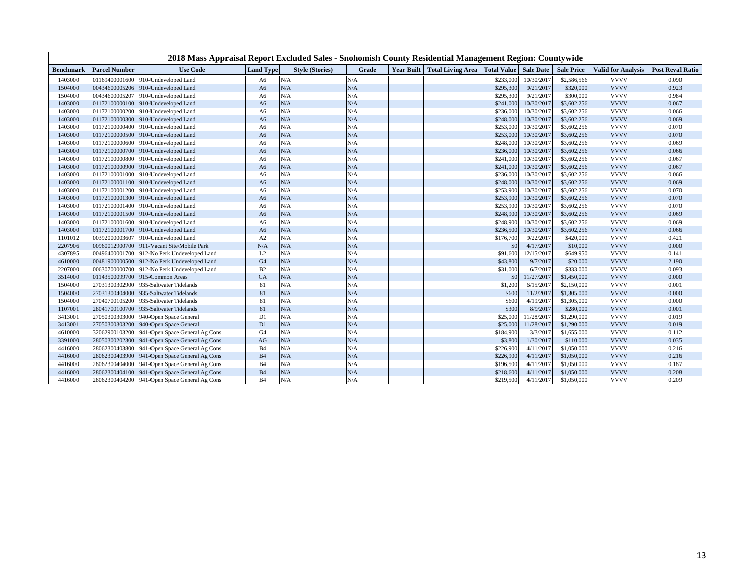| 2018 Mass Appraisal Report Excluded Sales - Snohomish County Residential Management Region: Countywide | | | | | | | | | | | | |
|---|---|---|---|---|---|---|---|---|---|---|---|---|
| Benchmark | Parcel Number | Use Code | Land Type | Style (Stories) | Grade | Year Built | Total Living Area | Total Value | Sale Date | Sale Price | Valid for Analysis | Post Reval Ratio |
| 1403000 | 01169400001600 | 910-Undeveloped Land | A6 | N/A | N/A | | | $233,000 | 10/30/2017 | $2,586,566 | VVVV | 0.090 |
| 1504000 | 00434600005206 | 910-Undeveloped Land | A6 | N/A | N/A | | | $295,300 | 9/21/2017 | $320,000 | VVVV | 0.923 |
| 1504000 | 00434600005207 | 910-Undeveloped Land | A6 | N/A | N/A | | | $295,300 | 9/21/2017 | $300,000 | VVVV | 0.984 |
| 1403000 | 01172100000100 | 910-Undeveloped Land | A6 | N/A | N/A | | | $241,000 | 10/30/2017 | $3,602,256 | VVVV | 0.067 |
| 1403000 | 01172100000200 | 910-Undeveloped Land | A6 | N/A | N/A | | | $236,000 | 10/30/2017 | $3,602,256 | VVVV | 0.066 |
| 1403000 | 01172100000300 | 910-Undeveloped Land | A6 | N/A | N/A | | | $248,000 | 10/30/2017 | $3,602,256 | VVVV | 0.069 |
| 1403000 | 01172100000400 | 910-Undeveloped Land | A6 | N/A | N/A | | | $253,000 | 10/30/2017 | $3,602,256 | VVVV | 0.070 |
| 1403000 | 01172100000500 | 910-Undeveloped Land | A6 | N/A | N/A | | | $253,000 | 10/30/2017 | $3,602,256 | VVVV | 0.070 |
| 1403000 | 01172100000600 | 910-Undeveloped Land | A6 | N/A | N/A | | | $248,000 | 10/30/2017 | $3,602,256 | VVVV | 0.069 |
| 1403000 | 01172100000700 | 910-Undeveloped Land | A6 | N/A | N/A | | | $236,000 | 10/30/2017 | $3,602,256 | VVVV | 0.066 |
| 1403000 | 01172100000800 | 910-Undeveloped Land | A6 | N/A | N/A | | | $241,000 | 10/30/2017 | $3,602,256 | VVVV | 0.067 |
| 1403000 | 01172100000900 | 910-Undeveloped Land | A6 | N/A | N/A | | | $241,000 | 10/30/2017 | $3,602,256 | VVVV | 0.067 |
| 1403000 | 01172100001000 | 910-Undeveloped Land | A6 | N/A | N/A | | | $236,000 | 10/30/2017 | $3,602,256 | VVVV | 0.066 |
| 1403000 | 01172100001100 | 910-Undeveloped Land | A6 | N/A | N/A | | | $248,000 | 10/30/2017 | $3,602,256 | VVVV | 0.069 |
| 1403000 | 01172100001200 | 910-Undeveloped Land | A6 | N/A | N/A | | | $253,900 | 10/30/2017 | $3,602,256 | VVVV | 0.070 |
| 1403000 | 01172100001300 | 910-Undeveloped Land | A6 | N/A | N/A | | | $253,900 | 10/30/2017 | $3,602,256 | VVVV | 0.070 |
| 1403000 | 01172100001400 | 910-Undeveloped Land | A6 | N/A | N/A | | | $253,900 | 10/30/2017 | $3,602,256 | VVVV | 0.070 |
| 1403000 | 01172100001500 | 910-Undeveloped Land | A6 | N/A | N/A | | | $248,900 | 10/30/2017 | $3,602,256 | VVVV | 0.069 |
| 1403000 | 01172100001600 | 910-Undeveloped Land | A6 | N/A | N/A | | | $248,900 | 10/30/2017 | $3,602,256 | VVVV | 0.069 |
| 1403000 | 01172100001700 | 910-Undeveloped Land | A6 | N/A | N/A | | | $236,500 | 10/30/2017 | $3,602,256 | VVVV | 0.066 |
| 1101012 | 00392000003607 | 910-Undeveloped Land | A2 | N/A | N/A | | | $176,700 | 9/22/2017 | $420,000 | VVVV | 0.421 |
| 2207906 | 00960012900700 | 911-Vacant Site/Mobile Park | N/A | N/A | N/A | | | $0 | 4/17/2017 | $10,000 | VVVV | 0.000 |
| 4307895 | 00496400001700 | 912-No Perk Undeveloped Land | L2 | N/A | N/A | | | $91,600 | 12/15/2017 | $649,950 | VVVV | 0.141 |
| 4610000 | 00481900000500 | 912-No Perk Undeveloped Land | G4 | N/A | N/A | | | $43,800 | 9/7/2017 | $20,000 | VVVV | 2.190 |
| 2207000 | 00630700000700 | 912-No Perk Undeveloped Land | B2 | N/A | N/A | | | $31,000 | 6/7/2017 | $333,000 | VVVV | 0.093 |
| 3514000 | 01143500099700 | 915-Common Areas | CA | N/A | N/A | | | $0 | 11/27/2017 | $1,450,000 | VVVV | 0.000 |
| 1504000 | 27031300302900 | 935-Saltwater Tidelands | 81 | N/A | N/A | | | $1,200 | 6/15/2017 | $2,150,000 | VVVV | 0.001 |
| 1504000 | 27031300404000 | 935-Saltwater Tidelands | 81 | N/A | N/A | | | $600 | 11/2/2017 | $1,305,000 | VVVV | 0.000 |
| 1504000 | 27040700105200 | 935-Saltwater Tidelands | 81 | N/A | N/A | | | $600 | 4/19/2017 | $1,305,000 | VVVV | 0.000 |
| 1107001 | 28041700100700 | 935-Saltwater Tidelands | 81 | N/A | N/A | | | $300 | 8/9/2017 | $280,000 | VVVV | 0.001 |
| 3413001 | 27050300303000 | 940-Open Space General | D1 | N/A | N/A | | | $25,000 | 11/28/2017 | $1,290,000 | VVVV | 0.019 |
| 3413001 | 27050300303200 | 940-Open Space General | D1 | N/A | N/A | | | $25,000 | 11/28/2017 | $1,290,000 | VVVV | 0.019 |
| 4610000 | 32062900103200 | 941-Open Space General Ag Cons | G4 | N/A | N/A | | | $184,900 | 3/3/2017 | $1,655,000 | VVVV | 0.112 |
| 3391000 | 28050300202300 | 941-Open Space General Ag Cons | AG | N/A | N/A | | | $3,800 | 1/30/2017 | $110,000 | VVVV | 0.035 |
| 4416000 | 28062300403800 | 941-Open Space General Ag Cons | B4 | N/A | N/A | | | $226,900 | 4/11/2017 | $1,050,000 | VVVV | 0.216 |
| 4416000 | 28062300403900 | 941-Open Space General Ag Cons | B4 | N/A | N/A | | | $226,900 | 4/11/2017 | $1,050,000 | VVVV | 0.216 |
| 4416000 | 28062300404000 | 941-Open Space General Ag Cons | B4 | N/A | N/A | | | $196,500 | 4/11/2017 | $1,050,000 | VVVV | 0.187 |
| 4416000 | 28062300404100 | 941-Open Space General Ag Cons | B4 | N/A | N/A | | | $218,600 | 4/11/2017 | $1,050,000 | VVVV | 0.208 |
| 4416000 | 28062300404200 | 941-Open Space General Ag Cons | B4 | N/A | N/A | | | $219,500 | 4/11/2017 | $1,050,000 | VVVV | 0.209 |